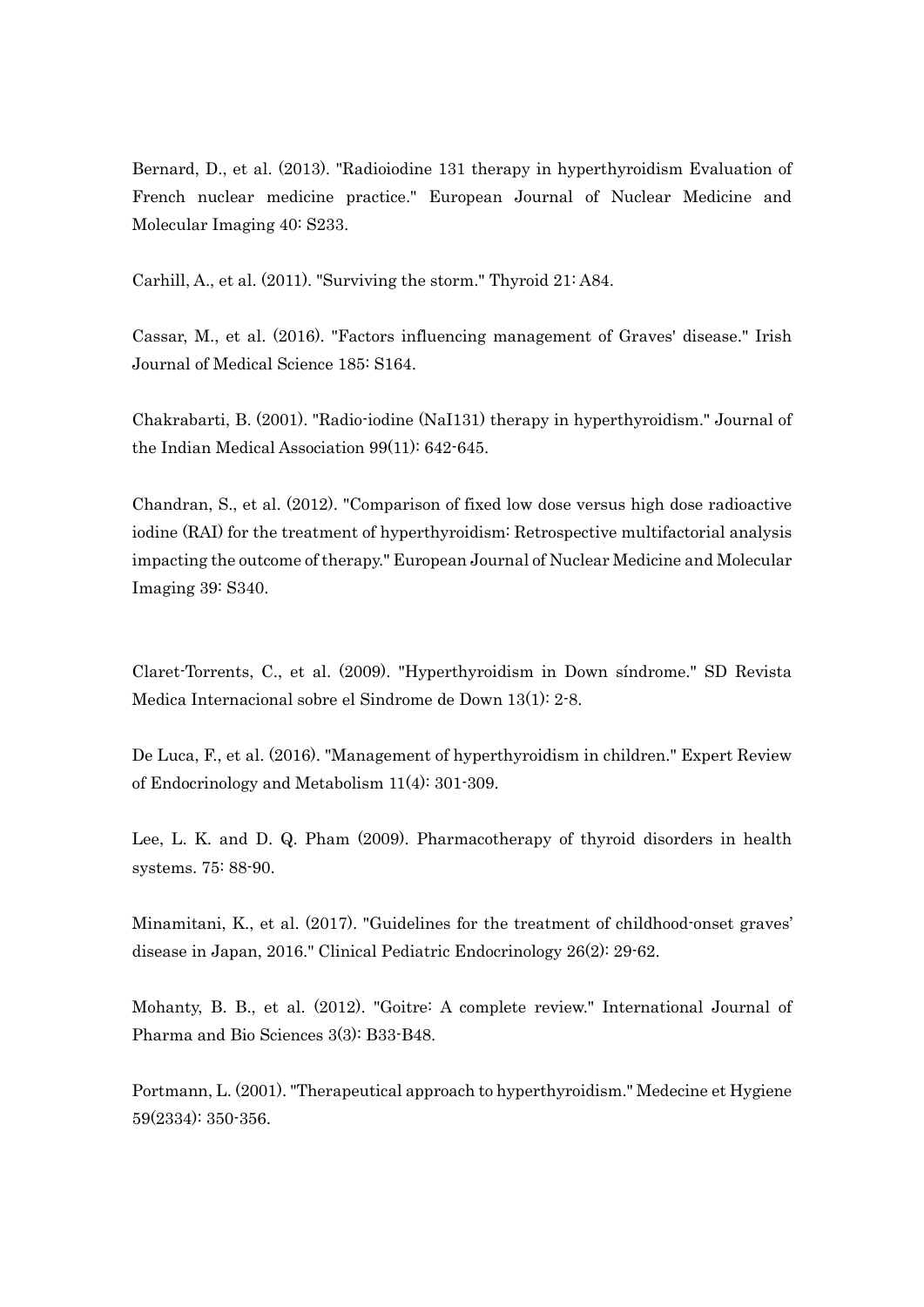Bernard, D., et al. (2013). "Radioiodine 131 therapy in hyperthyroidism Evaluation of French nuclear medicine practice." European Journal of Nuclear Medicine and Molecular Imaging 40: S233.

Carhill, A., et al. (2011). "Surviving the storm." Thyroid 21: A84.

Cassar, M., et al. (2016). "Factors influencing management of Graves' disease." Irish Journal of Medical Science 185: S164.

Chakrabarti, B. (2001). "Radio-iodine (NaI131) therapy in hyperthyroidism." Journal of the Indian Medical Association 99(11): 642-645.

Chandran, S., et al. (2012). "Comparison of fixed low dose versus high dose radioactive iodine (RAI) for the treatment of hyperthyroidism: Retrospective multifactorial analysis impacting the outcome of therapy." European Journal of Nuclear Medicine and Molecular Imaging 39: S340.

Claret-Torrents, C., et al. (2009). "Hyperthyroidism in Down síndrome." SD Revista Medica Internacional sobre el Sindrome de Down 13(1): 2-8.

De Luca, F., et al. (2016). "Management of hyperthyroidism in children." Expert Review of Endocrinology and Metabolism 11(4): 301-309.

Lee, L. K. and D. Q. Pham (2009). Pharmacotherapy of thyroid disorders in health systems. 75: 88-90.

Minamitani, K., et al. (2017). "Guidelines for the treatment of childhood-onset graves' disease in Japan, 2016." Clinical Pediatric Endocrinology 26(2): 29-62.

Mohanty, B. B., et al. (2012). "Goitre: A complete review." International Journal of Pharma and Bio Sciences 3(3): B33-B48.

Portmann, L. (2001). "Therapeutical approach to hyperthyroidism." Medecine et Hygiene 59(2334): 350-356.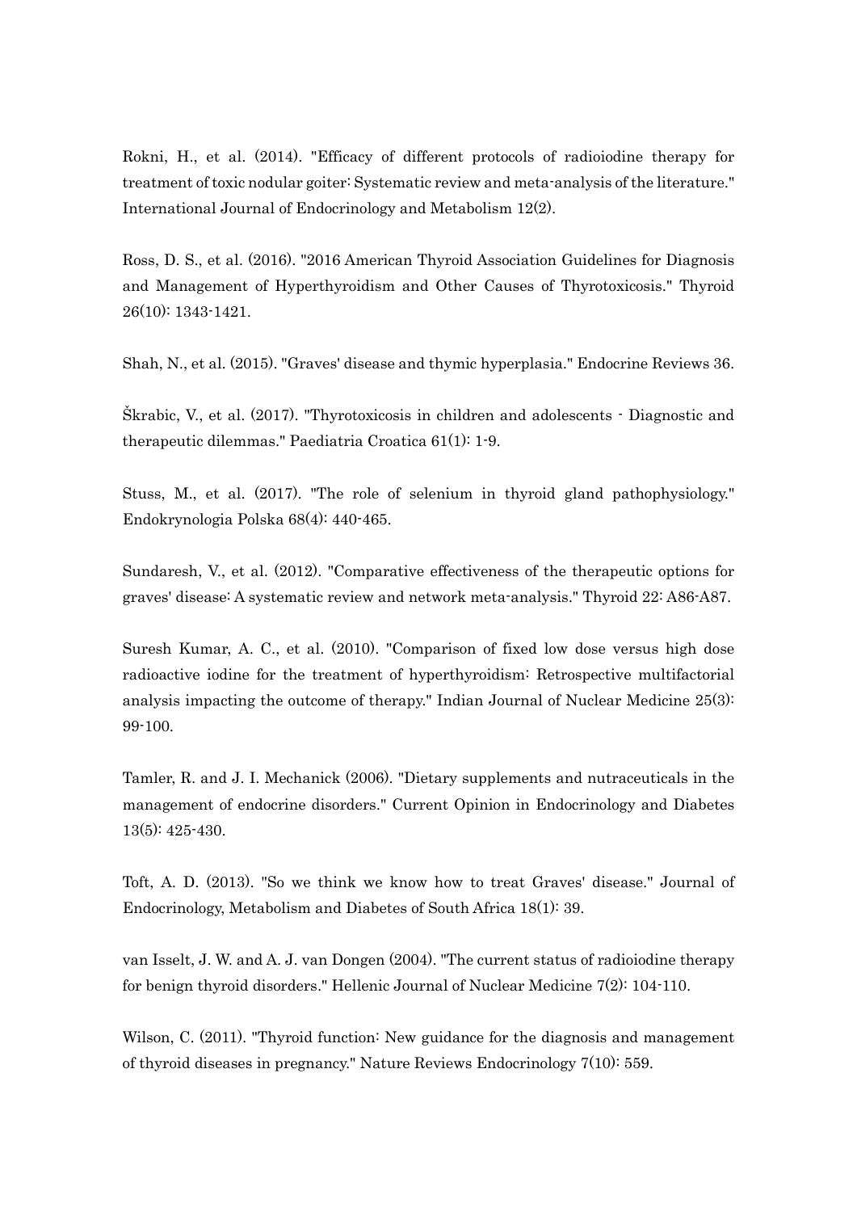Rokni, H., et al. (2014). "Efficacy of different protocols of radioiodine therapy for treatment of toxic nodular goiter: Systematic review and meta-analysis of the literature." International Journal of Endocrinology and Metabolism 12(2).

Ross, D. S., et al. (2016). "2016 American Thyroid Association Guidelines for Diagnosis and Management of Hyperthyroidism and Other Causes of Thyrotoxicosis." Thyroid 26(10): 1343-1421.

Shah, N., et al. (2015). "Graves' disease and thymic hyperplasia." Endocrine Reviews 36.

Škrabic, V., et al. (2017). "Thyrotoxicosis in children and adolescents - Diagnostic and therapeutic dilemmas." Paediatria Croatica 61(1): 1-9.

Stuss, M., et al. (2017). "The role of selenium in thyroid gland pathophysiology." Endokrynologia Polska 68(4): 440-465.

Sundaresh, V., et al. (2012). "Comparative effectiveness of the therapeutic options for graves' disease: A systematic review and network meta-analysis." Thyroid 22: A86-A87.

Suresh Kumar, A. C., et al. (2010). "Comparison of fixed low dose versus high dose radioactive iodine for the treatment of hyperthyroidism: Retrospective multifactorial analysis impacting the outcome of therapy." Indian Journal of Nuclear Medicine 25(3): 99-100.

Tamler, R. and J. I. Mechanick (2006). "Dietary supplements and nutraceuticals in the management of endocrine disorders." Current Opinion in Endocrinology and Diabetes 13(5): 425-430.

Toft, A. D. (2013). "So we think we know how to treat Graves' disease." Journal of Endocrinology, Metabolism and Diabetes of South Africa 18(1): 39.

van Isselt, J. W. and A. J. van Dongen (2004). "The current status of radioiodine therapy for benign thyroid disorders." Hellenic Journal of Nuclear Medicine 7(2): 104-110.

Wilson, C. (2011). "Thyroid function: New guidance for the diagnosis and management of thyroid diseases in pregnancy." Nature Reviews Endocrinology 7(10): 559.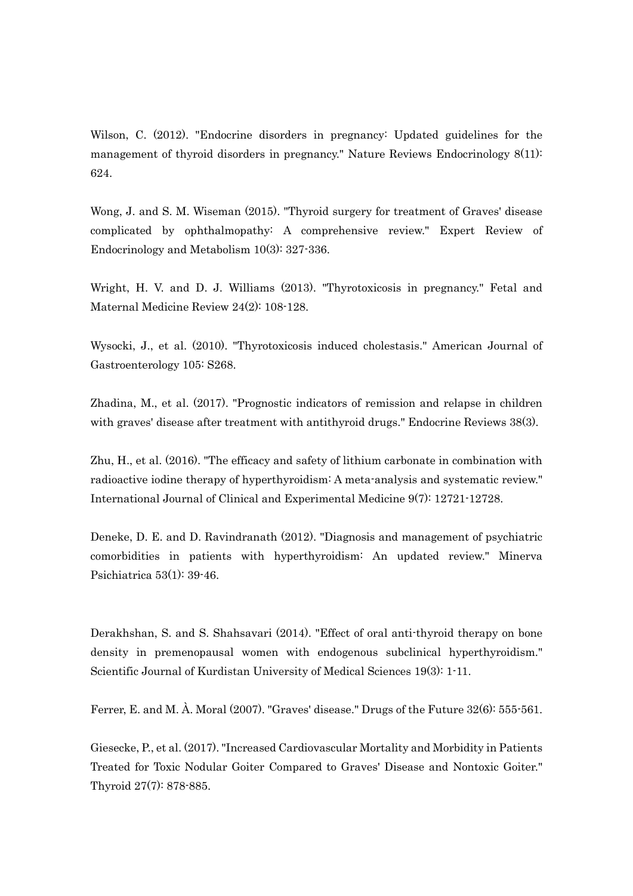Wilson, C. (2012). "Endocrine disorders in pregnancy: Updated guidelines for the management of thyroid disorders in pregnancy." Nature Reviews Endocrinology 8(11): 624.

Wong, J. and S. M. Wiseman (2015). "Thyroid surgery for treatment of Graves' disease complicated by ophthalmopathy: A comprehensive review." Expert Review of Endocrinology and Metabolism 10(3): 327-336.

Wright, H. V. and D. J. Williams (2013). "Thyrotoxicosis in pregnancy." Fetal and Maternal Medicine Review 24(2): 108-128.

Wysocki, J., et al. (2010). "Thyrotoxicosis induced cholestasis." American Journal of Gastroenterology 105: S268.

Zhadina, M., et al. (2017). "Prognostic indicators of remission and relapse in children with graves' disease after treatment with antithyroid drugs." Endocrine Reviews 38(3).

Zhu, H., et al. (2016). "The efficacy and safety of lithium carbonate in combination with radioactive iodine therapy of hyperthyroidism: A meta-analysis and systematic review." International Journal of Clinical and Experimental Medicine 9(7): 12721-12728.

Deneke, D. E. and D. Ravindranath (2012). "Diagnosis and management of psychiatric comorbidities in patients with hyperthyroidism: An updated review." Minerva Psichiatrica 53(1): 39-46.

Derakhshan, S. and S. Shahsavari (2014). "Effect of oral anti-thyroid therapy on bone density in premenopausal women with endogenous subclinical hyperthyroidism." Scientific Journal of Kurdistan University of Medical Sciences 19(3): 1-11.

Ferrer, E. and M. À. Moral (2007). "Graves' disease." Drugs of the Future 32(6): 555-561.

Giesecke, P., et al. (2017). "Increased Cardiovascular Mortality and Morbidity in Patients Treated for Toxic Nodular Goiter Compared to Graves' Disease and Nontoxic Goiter." Thyroid 27(7): 878-885.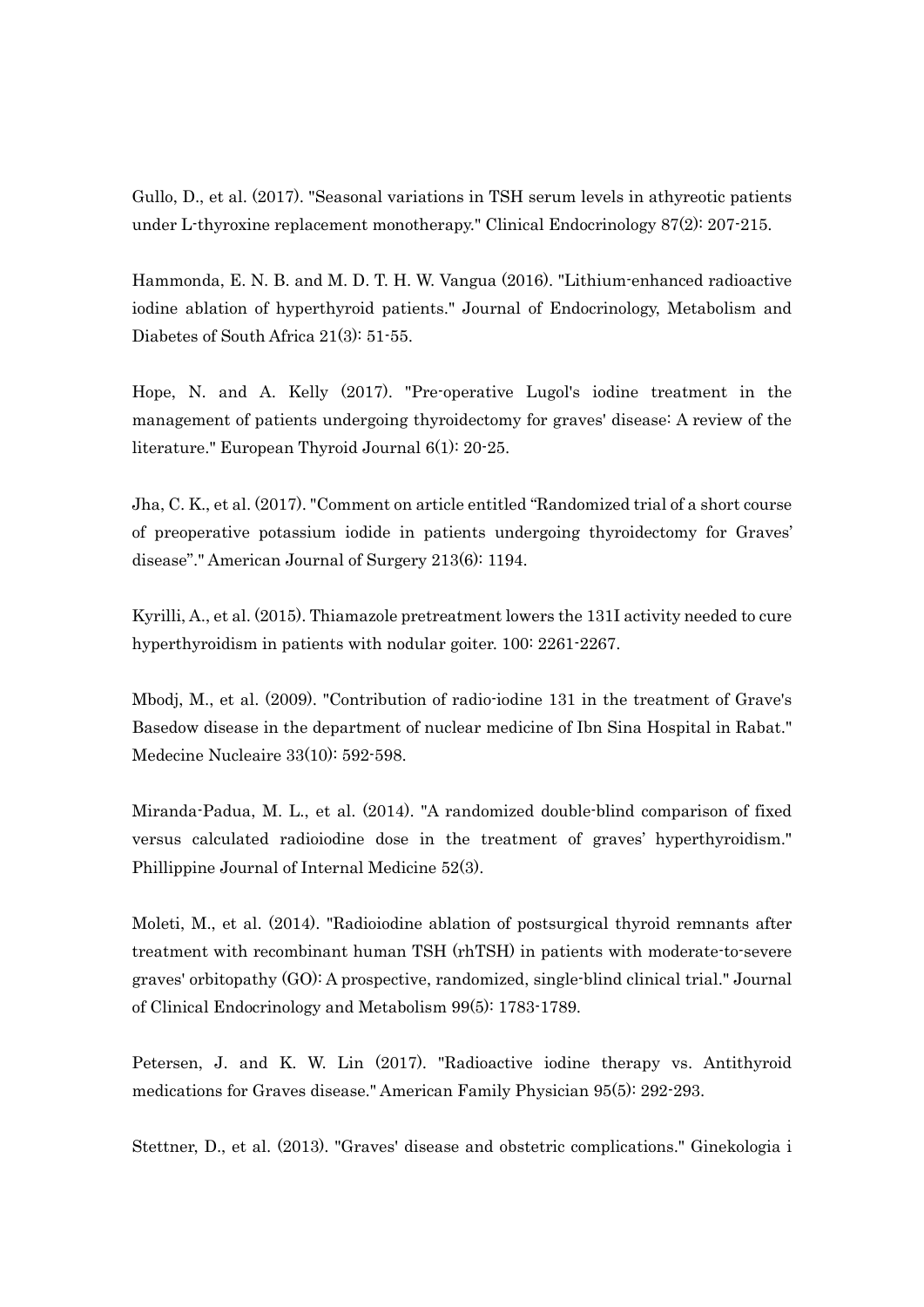Gullo, D., et al. (2017). "Seasonal variations in TSH serum levels in athyreotic patients under L-thyroxine replacement monotherapy." Clinical Endocrinology 87(2): 207-215.

Hammonda, E. N. B. and M. D. T. H. W. Vangua (2016). "Lithium-enhanced radioactive iodine ablation of hyperthyroid patients." Journal of Endocrinology, Metabolism and Diabetes of South Africa 21(3): 51-55.

Hope, N. and A. Kelly (2017). "Pre-operative Lugol's iodine treatment in the management of patients undergoing thyroidectomy for graves' disease: A review of the literature." European Thyroid Journal 6(1): 20-25.

Jha, C. K., et al. (2017). "Comment on article entitled "Randomized trial of a short course of preoperative potassium iodide in patients undergoing thyroidectomy for Graves' disease"." American Journal of Surgery 213(6): 1194.

Kyrilli, A., et al. (2015). Thiamazole pretreatment lowers the 131I activity needed to cure hyperthyroidism in patients with nodular goiter. 100: 2261-2267.

Mbodj, M., et al. (2009). "Contribution of radio-iodine 131 in the treatment of Grave's Basedow disease in the department of nuclear medicine of Ibn Sina Hospital in Rabat." Medecine Nucleaire 33(10): 592-598.

Miranda-Padua, M. L., et al. (2014). "A randomized double-blind comparison of fixed versus calculated radioiodine dose in the treatment of graves' hyperthyroidism." Phillippine Journal of Internal Medicine 52(3).

Moleti, M., et al. (2014). "Radioiodine ablation of postsurgical thyroid remnants after treatment with recombinant human TSH (rhTSH) in patients with moderate-to-severe graves' orbitopathy (GO): A prospective, randomized, single-blind clinical trial." Journal of Clinical Endocrinology and Metabolism 99(5): 1783-1789.

Petersen, J. and K. W. Lin (2017). "Radioactive iodine therapy vs. Antithyroid medications for Graves disease." American Family Physician 95(5): 292-293.

Stettner, D., et al. (2013). "Graves' disease and obstetric complications." Ginekologia i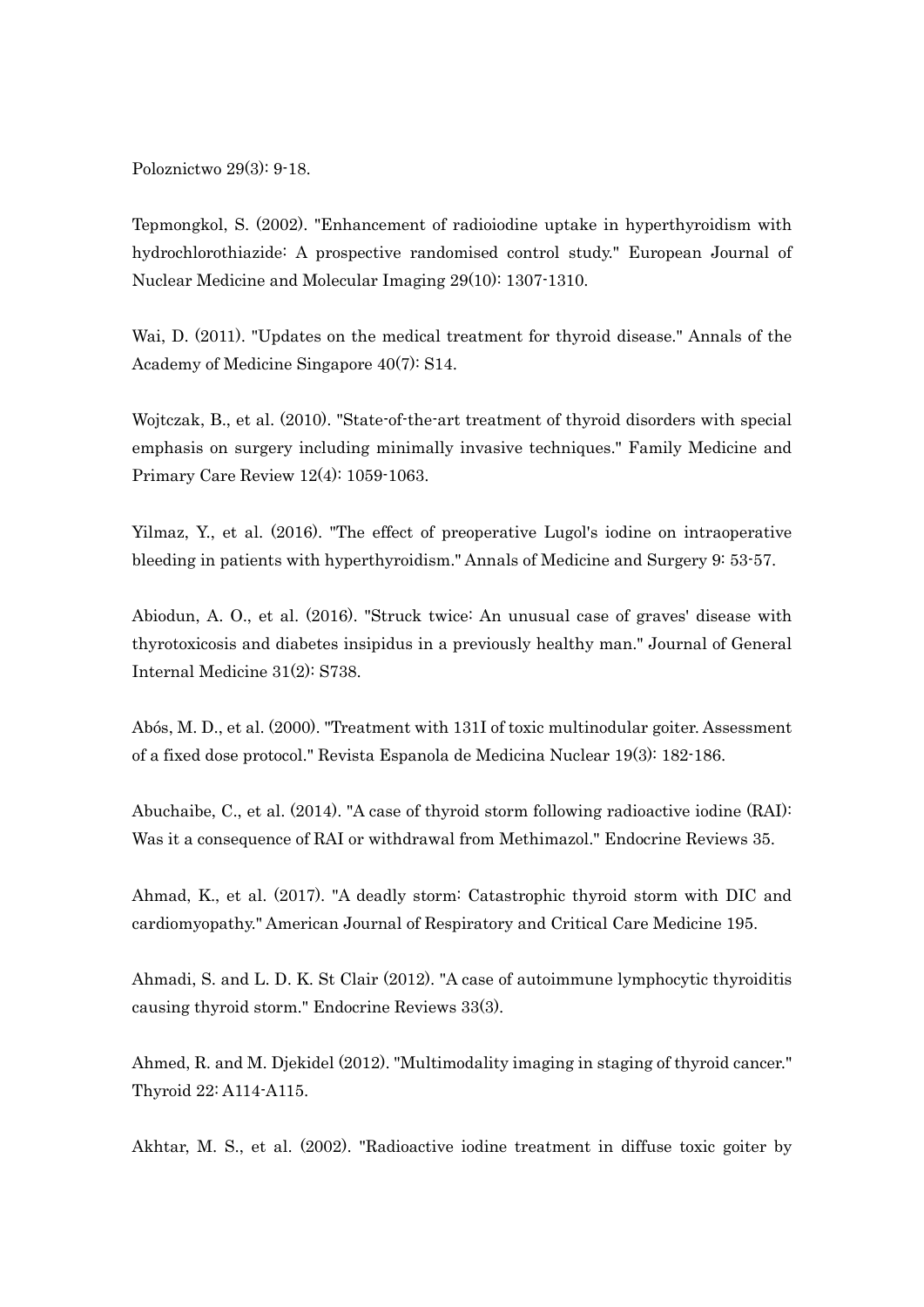Poloznictwo 29(3): 9-18.

Tepmongkol, S. (2002). "Enhancement of radioiodine uptake in hyperthyroidism with hydrochlorothiazide: A prospective randomised control study." European Journal of Nuclear Medicine and Molecular Imaging 29(10): 1307-1310.

Wai, D. (2011). "Updates on the medical treatment for thyroid disease." Annals of the Academy of Medicine Singapore 40(7): S14.

Wojtczak, B., et al. (2010). "State-of-the-art treatment of thyroid disorders with special emphasis on surgery including minimally invasive techniques." Family Medicine and Primary Care Review 12(4): 1059-1063.

Yilmaz, Y., et al. (2016). "The effect of preoperative Lugol's iodine on intraoperative bleeding in patients with hyperthyroidism." Annals of Medicine and Surgery 9: 53-57.

Abiodun, A. O., et al. (2016). "Struck twice: An unusual case of graves' disease with thyrotoxicosis and diabetes insipidus in a previously healthy man." Journal of General Internal Medicine 31(2): S738.

Abós, M. D., et al. (2000). "Treatment with 131I of toxic multinodular goiter. Assessment of a fixed dose protocol." Revista Espanola de Medicina Nuclear 19(3): 182-186.

Abuchaibe, C., et al. (2014). "A case of thyroid storm following radioactive iodine (RAI): Was it a consequence of RAI or withdrawal from Methimazol." Endocrine Reviews 35.

Ahmad, K., et al. (2017). "A deadly storm: Catastrophic thyroid storm with DIC and cardiomyopathy." American Journal of Respiratory and Critical Care Medicine 195.

Ahmadi, S. and L. D. K. St Clair (2012). "A case of autoimmune lymphocytic thyroiditis causing thyroid storm." Endocrine Reviews 33(3).

Ahmed, R. and M. Djekidel (2012). "Multimodality imaging in staging of thyroid cancer." Thyroid 22: A114-A115.

Akhtar, M. S., et al. (2002). "Radioactive iodine treatment in diffuse toxic goiter by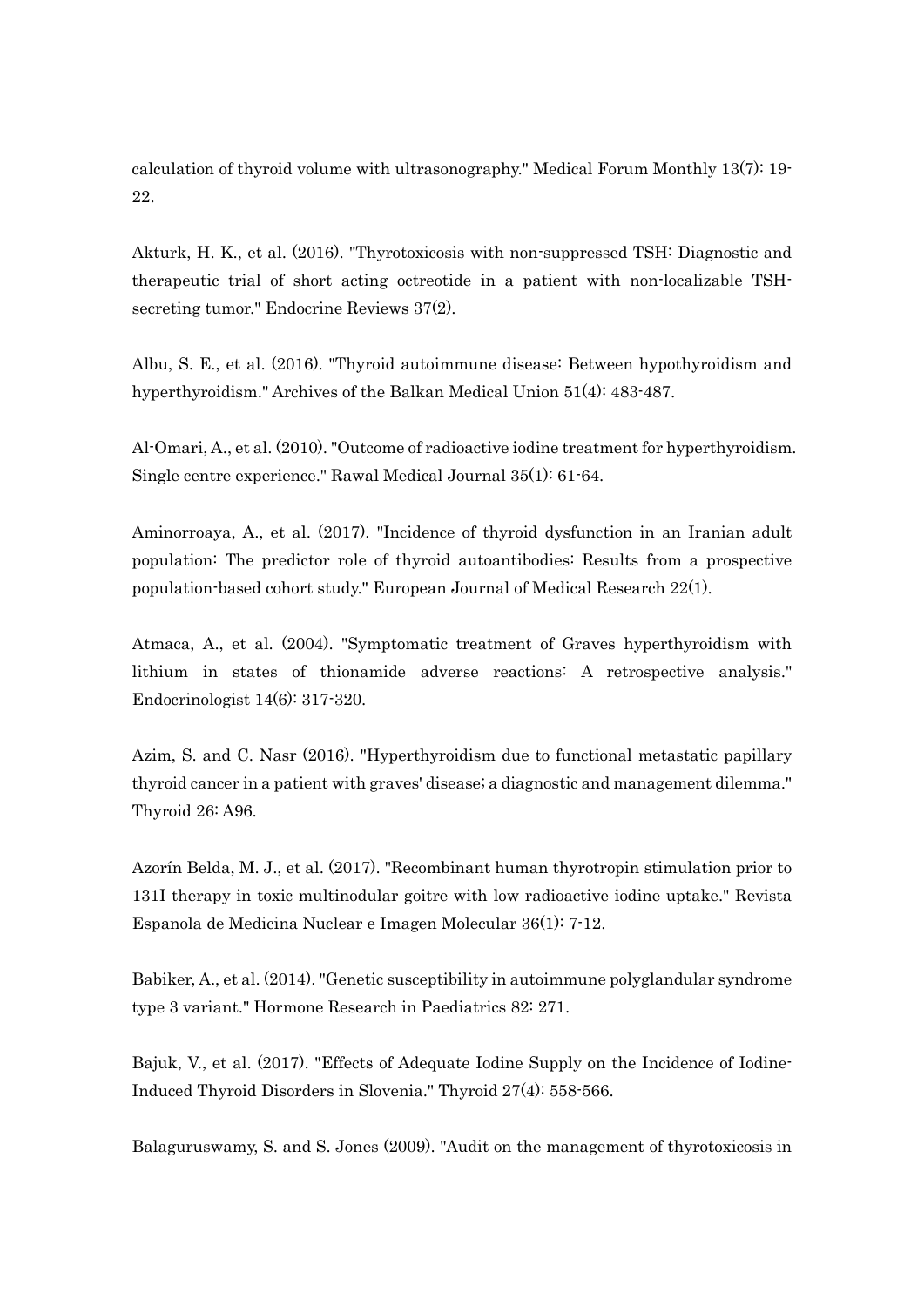calculation of thyroid volume with ultrasonography." Medical Forum Monthly 13(7): 19-22.

Akturk, H. K., et al. (2016). "Thyrotoxicosis with non-suppressed TSH: Diagnostic and therapeutic trial of short acting octreotide in a patient with non-localizable TSH-secreting tumor." Endocrine Reviews 37(2).

Albu, S. E., et al. (2016). "Thyroid autoimmune disease: Between hypothyroidism and hyperthyroidism." Archives of the Balkan Medical Union 51(4): 483-487.

Al-Omari, A., et al. (2010). "Outcome of radioactive iodine treatment for hyperthyroidism. Single centre experience." Rawal Medical Journal 35(1): 61-64.

Aminorroaya, A., et al. (2017). "Incidence of thyroid dysfunction in an Iranian adult population: The predictor role of thyroid autoantibodies: Results from a prospective population-based cohort study." European Journal of Medical Research 22(1).

Atmaca, A., et al. (2004). "Symptomatic treatment of Graves hyperthyroidism with lithium in states of thionamide adverse reactions: A retrospective analysis." Endocrinologist 14(6): 317-320.

Azim, S. and C. Nasr (2016). "Hyperthyroidism due to functional metastatic papillary thyroid cancer in a patient with graves' disease; a diagnostic and management dilemma." Thyroid 26: A96.

Azorín Belda, M. J., et al. (2017). "Recombinant human thyrotropin stimulation prior to 131I therapy in toxic multinodular goitre with low radioactive iodine uptake." Revista Espanola de Medicina Nuclear e Imagen Molecular 36(1): 7-12.

Babiker, A., et al. (2014). "Genetic susceptibility in autoimmune polyglandular syndrome type 3 variant." Hormone Research in Paediatrics 82: 271.

Bajuk, V., et al. (2017). "Effects of Adequate Iodine Supply on the Incidence of Iodine-Induced Thyroid Disorders in Slovenia." Thyroid 27(4): 558-566.

Balaguruswamy, S. and S. Jones (2009). "Audit on the management of thyrotoxicosis in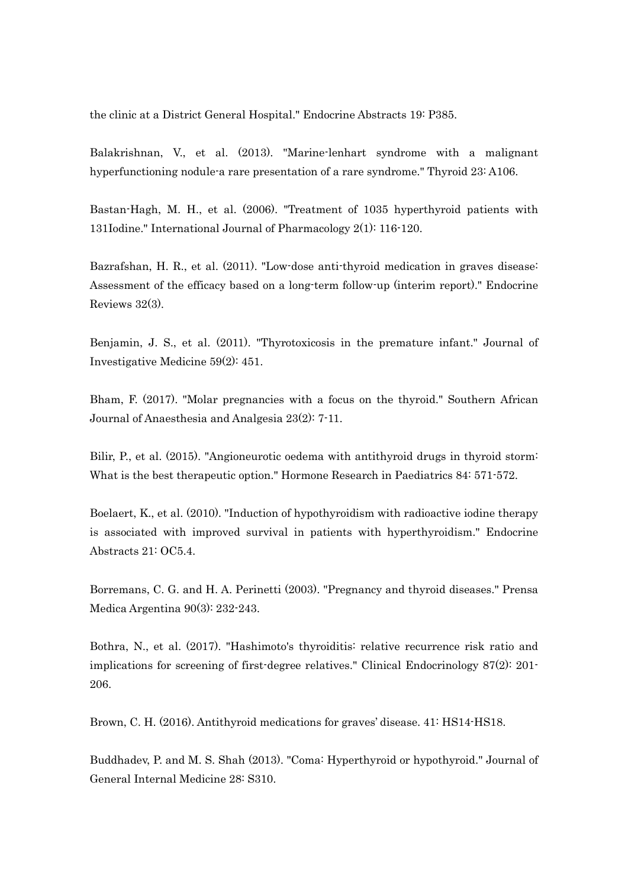the clinic at a District General Hospital." Endocrine Abstracts 19: P385.

Balakrishnan, V., et al. (2013). "Marine-lenhart syndrome with a malignant hyperfunctioning nodule-a rare presentation of a rare syndrome." Thyroid 23: A106.

Bastan-Hagh, M. H., et al. (2006). "Treatment of 1035 hyperthyroid patients with 131Iodine." International Journal of Pharmacology 2(1): 116-120.

Bazrafshan, H. R., et al. (2011). "Low-dose anti-thyroid medication in graves disease: Assessment of the efficacy based on a long-term follow-up (interim report)." Endocrine Reviews 32(3).

Benjamin, J. S., et al. (2011). "Thyrotoxicosis in the premature infant." Journal of Investigative Medicine 59(2): 451.

Bham, F. (2017). "Molar pregnancies with a focus on the thyroid." Southern African Journal of Anaesthesia and Analgesia 23(2): 7-11.

Bilir, P., et al. (2015). "Angioneurotic oedema with antithyroid drugs in thyroid storm: What is the best therapeutic option." Hormone Research in Paediatrics 84: 571-572.

Boelaert, K., et al. (2010). "Induction of hypothyroidism with radioactive iodine therapy is associated with improved survival in patients with hyperthyroidism." Endocrine Abstracts 21: OC5.4.

Borremans, C. G. and H. A. Perinetti (2003). "Pregnancy and thyroid diseases." Prensa Medica Argentina 90(3): 232-243.

Bothra, N., et al. (2017). "Hashimoto's thyroiditis: relative recurrence risk ratio and implications for screening of first-degree relatives." Clinical Endocrinology 87(2): 201-206.

Brown, C. H. (2016). Antithyroid medications for graves' disease. 41: HS14-HS18.

Buddhadev, P. and M. S. Shah (2013). "Coma: Hyperthyroid or hypothyroid." Journal of General Internal Medicine 28: S310.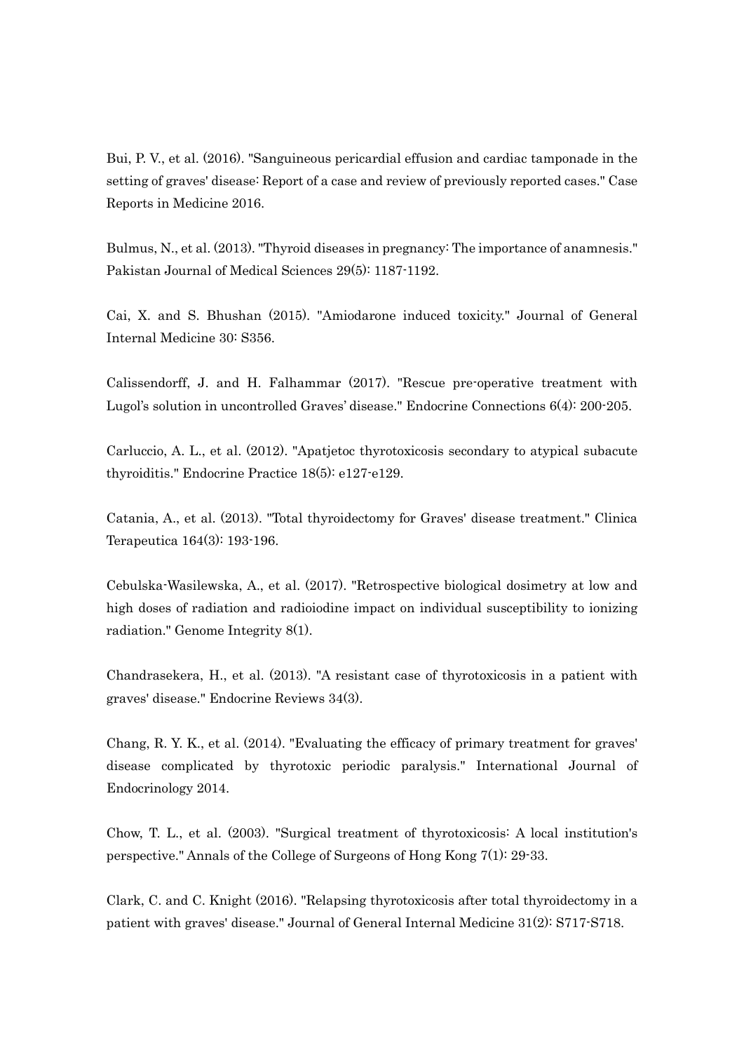Bui, P. V., et al. (2016). "Sanguineous pericardial effusion and cardiac tamponade in the setting of graves' disease: Report of a case and review of previously reported cases." Case Reports in Medicine 2016.

Bulmus, N., et al. (2013). "Thyroid diseases in pregnancy: The importance of anamnesis." Pakistan Journal of Medical Sciences 29(5): 1187-1192.

Cai, X. and S. Bhushan (2015). "Amiodarone induced toxicity." Journal of General Internal Medicine 30: S356.

Calissendorff, J. and H. Falhammar (2017). "Rescue pre-operative treatment with Lugol's solution in uncontrolled Graves' disease." Endocrine Connections 6(4): 200-205.

Carluccio, A. L., et al. (2012). "Apatjetoc thyrotoxicosis secondary to atypical subacute thyroiditis." Endocrine Practice 18(5): e127-e129.

Catania, A., et al. (2013). "Total thyroidectomy for Graves' disease treatment." Clinica Terapeutica 164(3): 193-196.

Cebulska-Wasilewska, A., et al. (2017). "Retrospective biological dosimetry at low and high doses of radiation and radioiodine impact on individual susceptibility to ionizing radiation." Genome Integrity 8(1).

Chandrasekera, H., et al. (2013). "A resistant case of thyrotoxicosis in a patient with graves' disease." Endocrine Reviews 34(3).

Chang, R. Y. K., et al. (2014). "Evaluating the efficacy of primary treatment for graves' disease complicated by thyrotoxic periodic paralysis." International Journal of Endocrinology 2014.

Chow, T. L., et al. (2003). "Surgical treatment of thyrotoxicosis: A local institution's perspective." Annals of the College of Surgeons of Hong Kong 7(1): 29-33.

Clark, C. and C. Knight (2016). "Relapsing thyrotoxicosis after total thyroidectomy in a patient with graves' disease." Journal of General Internal Medicine 31(2): S717-S718.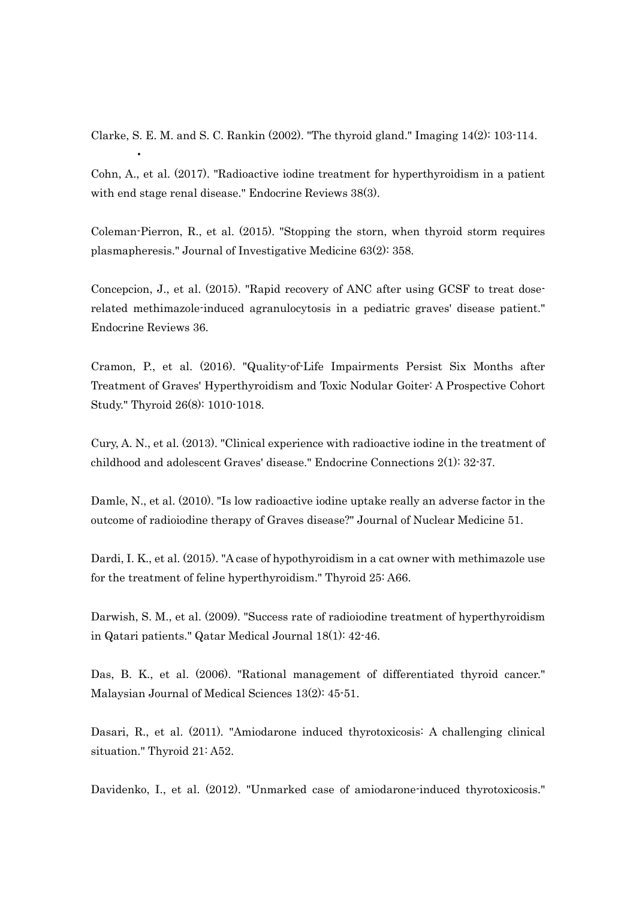Clarke, S. E. M. and S. C. Rankin (2002). "The thyroid gland." Imaging 14(2): 103-114.

Cohn, A., et al. (2017). "Radioactive iodine treatment for hyperthyroidism in a patient with end stage renal disease." Endocrine Reviews 38(3).

Coleman-Pierron, R., et al. (2015). "Stopping the storn, when thyroid storm requires plasmapheresis." Journal of Investigative Medicine 63(2): 358.

Concepcion, J., et al. (2015). "Rapid recovery of ANC after using GCSF to treat dose-related methimazole-induced agranulocytosis in a pediatric graves' disease patient." Endocrine Reviews 36.

Cramon, P., et al. (2016). "Quality-of-Life Impairments Persist Six Months after Treatment of Graves' Hyperthyroidism and Toxic Nodular Goiter: A Prospective Cohort Study." Thyroid 26(8): 1010-1018.

Cury, A. N., et al. (2013). "Clinical experience with radioactive iodine in the treatment of childhood and adolescent Graves' disease." Endocrine Connections 2(1): 32-37.

Damle, N., et al. (2010). "Is low radioactive iodine uptake really an adverse factor in the outcome of radioiodine therapy of Graves disease?" Journal of Nuclear Medicine 51.

Dardi, I. K., et al. (2015). "A case of hypothyroidism in a cat owner with methimazole use for the treatment of feline hyperthyroidism." Thyroid 25: A66.

Darwish, S. M., et al. (2009). "Success rate of radioiodine treatment of hyperthyroidism in Qatari patients." Qatar Medical Journal 18(1): 42-46.

Das, B. K., et al. (2006). "Rational management of differentiated thyroid cancer." Malaysian Journal of Medical Sciences 13(2): 45-51.

Dasari, R., et al. (2011). "Amiodarone induced thyrotoxicosis: A challenging clinical situation." Thyroid 21: A52.

Davidenko, I., et al. (2012). "Unmarked case of amiodarone-induced thyrotoxicosis."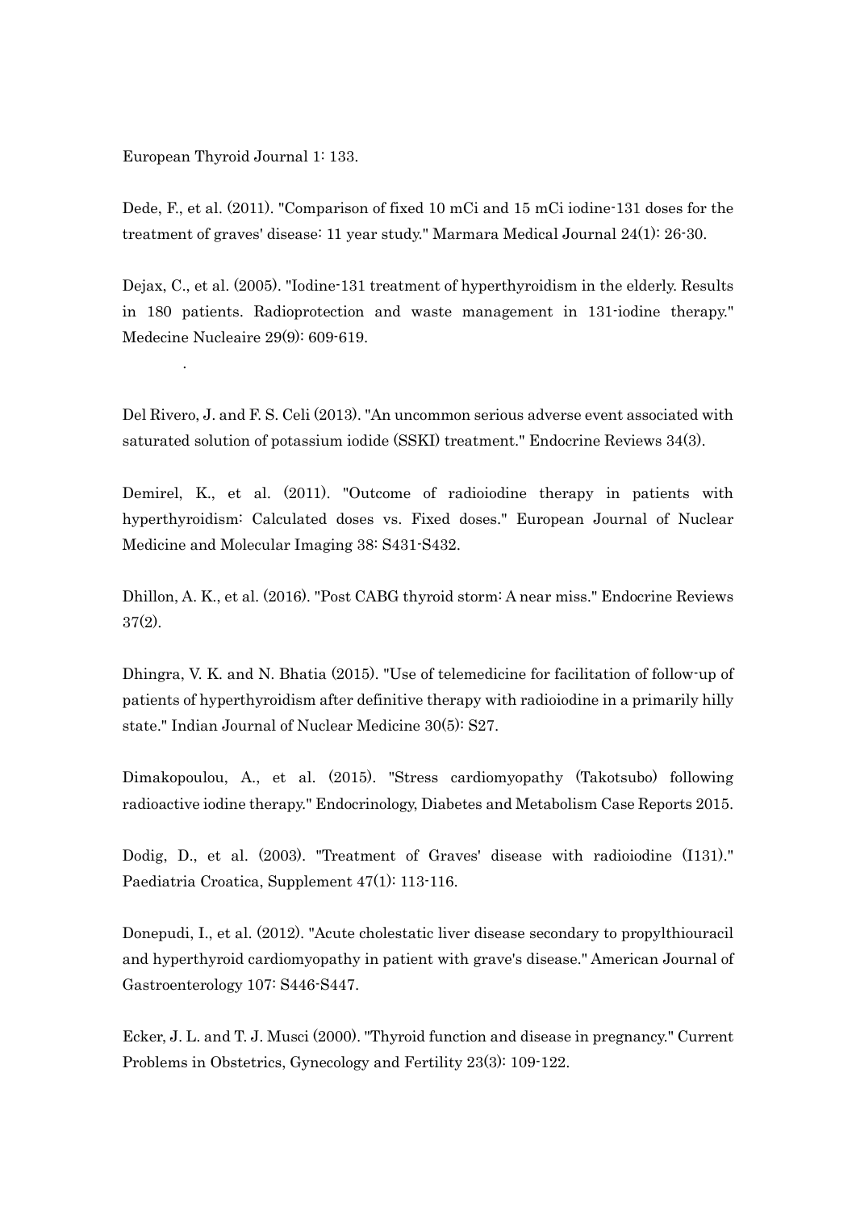European Thyroid Journal 1: 133.

Dede, F., et al. (2011). "Comparison of fixed 10 mCi and 15 mCi iodine-131 doses for the treatment of graves' disease: 11 year study." Marmara Medical Journal 24(1): 26-30.

Dejax, C., et al. (2005). "Iodine-131 treatment of hyperthyroidism in the elderly. Results in 180 patients. Radioprotection and waste management in 131-iodine therapy." Medecine Nucleaire 29(9): 609-619.

.

Del Rivero, J. and F. S. Celi (2013). "An uncommon serious adverse event associated with saturated solution of potassium iodide (SSKI) treatment." Endocrine Reviews 34(3).

Demirel, K., et al. (2011). "Outcome of radioiodine therapy in patients with hyperthyroidism: Calculated doses vs. Fixed doses." European Journal of Nuclear Medicine and Molecular Imaging 38: S431-S432.

Dhillon, A. K., et al. (2016). "Post CABG thyroid storm: A near miss." Endocrine Reviews 37(2).

Dhingra, V. K. and N. Bhatia (2015). "Use of telemedicine for facilitation of follow-up of patients of hyperthyroidism after definitive therapy with radioiodine in a primarily hilly state." Indian Journal of Nuclear Medicine 30(5): S27.

Dimakopoulou, A., et al. (2015). "Stress cardiomyopathy (Takotsubo) following radioactive iodine therapy." Endocrinology, Diabetes and Metabolism Case Reports 2015.

Dodig, D., et al. (2003). "Treatment of Graves' disease with radioiodine (I131)." Paediatria Croatica, Supplement 47(1): 113-116.

Donepudi, I., et al. (2012). "Acute cholestatic liver disease secondary to propylthiouracil and hyperthyroid cardiomyopathy in patient with grave's disease." American Journal of Gastroenterology 107: S446-S447.

Ecker, J. L. and T. J. Musci (2000). "Thyroid function and disease in pregnancy." Current Problems in Obstetrics, Gynecology and Fertility 23(3): 109-122.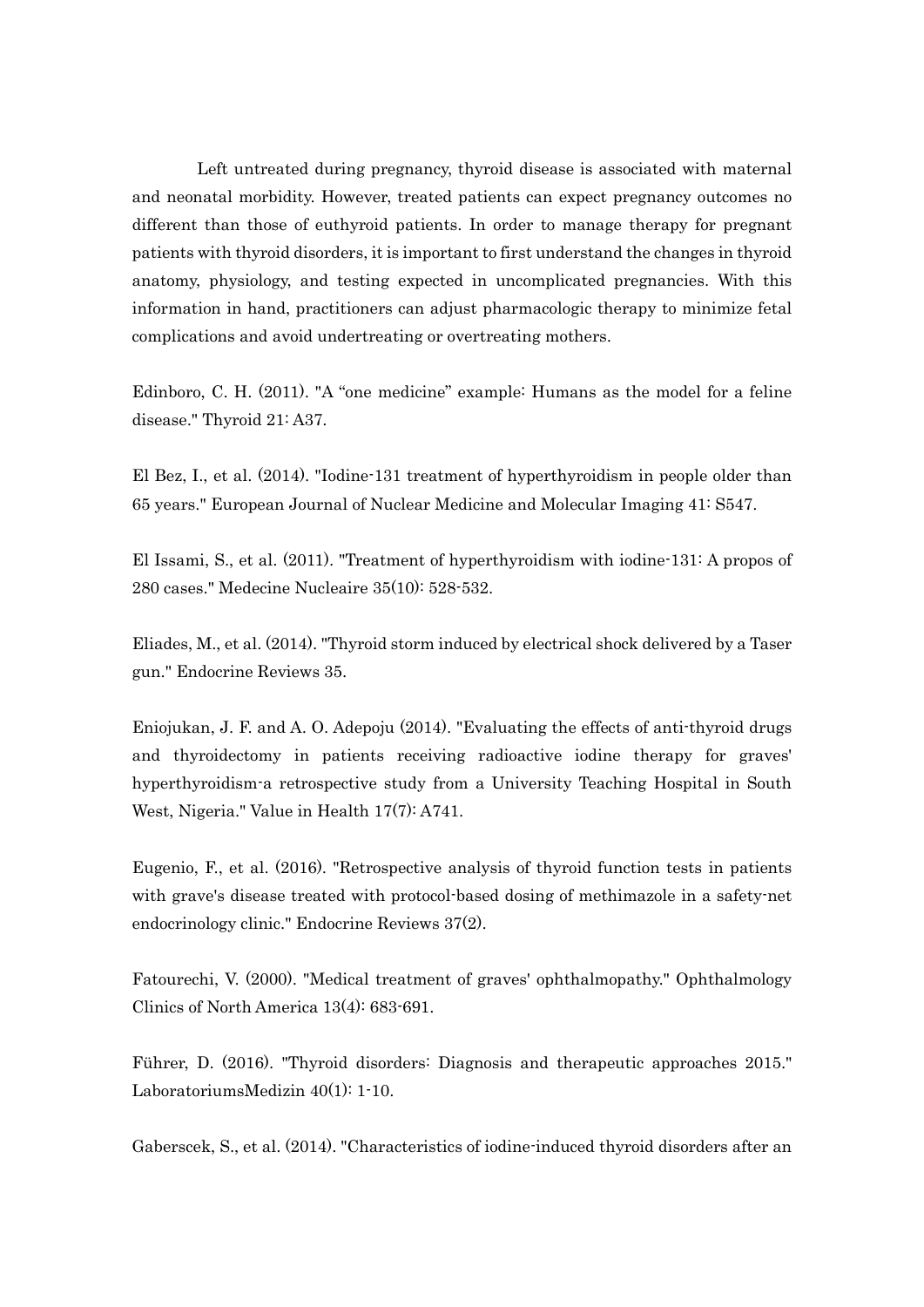Left untreated during pregnancy, thyroid disease is associated with maternal and neonatal morbidity. However, treated patients can expect pregnancy outcomes no different than those of euthyroid patients. In order to manage therapy for pregnant patients with thyroid disorders, it is important to first understand the changes in thyroid anatomy, physiology, and testing expected in uncomplicated pregnancies. With this information in hand, practitioners can adjust pharmacologic therapy to minimize fetal complications and avoid undertreating or overtreating mothers.

Edinboro, C. H. (2011). "A “one medicine” example: Humans as the model for a feline disease." Thyroid 21: A37.

El Bez, I., et al. (2014). "Iodine-131 treatment of hyperthyroidism in people older than 65 years." European Journal of Nuclear Medicine and Molecular Imaging 41: S547.

El Issami, S., et al. (2011). "Treatment of hyperthyroidism with iodine-131: A propos of 280 cases." Medecine Nucleaire 35(10): 528-532.

Eliades, M., et al. (2014). "Thyroid storm induced by electrical shock delivered by a Taser gun." Endocrine Reviews 35.

Eniojukan, J. F. and A. O. Adepoju (2014). "Evaluating the effects of anti-thyroid drugs and thyroidectomy in patients receiving radioactive iodine therapy for graves' hyperthyroidism-a retrospective study from a University Teaching Hospital in South West, Nigeria." Value in Health 17(7): A741.

Eugenio, F., et al. (2016). "Retrospective analysis of thyroid function tests in patients with grave's disease treated with protocol-based dosing of methimazole in a safety-net endocrinology clinic." Endocrine Reviews 37(2).

Fatourechi, V. (2000). "Medical treatment of graves' ophthalmopathy." Ophthalmology Clinics of North America 13(4): 683-691.

Führer, D. (2016). "Thyroid disorders: Diagnosis and therapeutic approaches 2015." LaboratoriumsMedizin 40(1): 1-10.

Gaberscek, S., et al. (2014). "Characteristics of iodine-induced thyroid disorders after an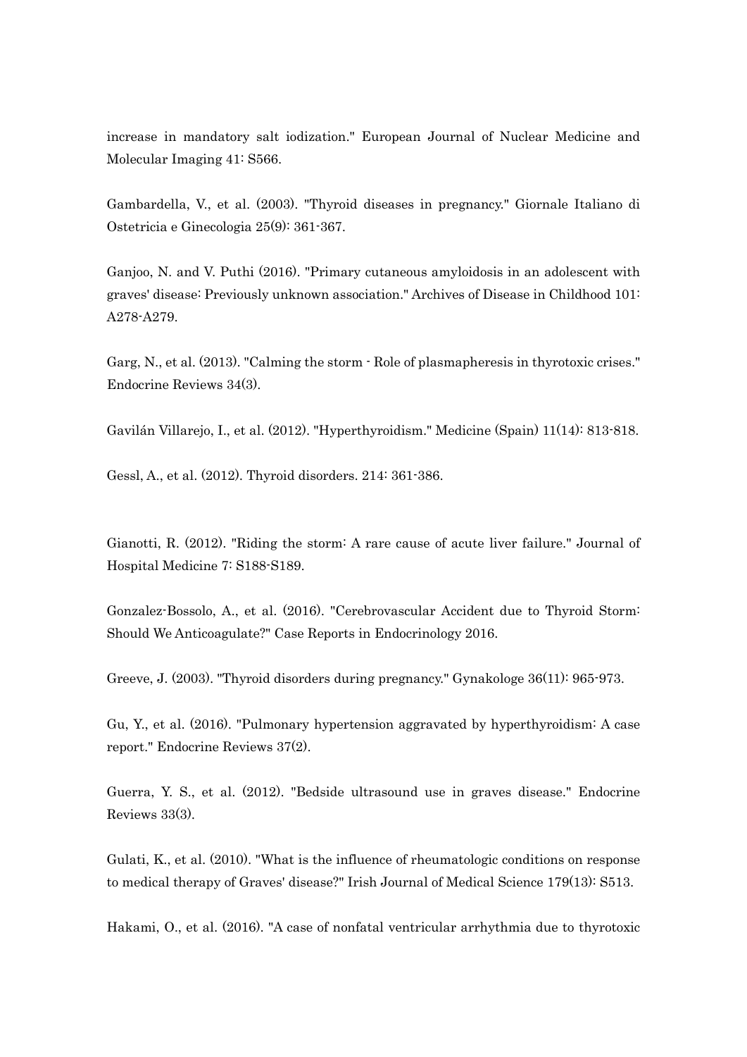increase in mandatory salt iodization." European Journal of Nuclear Medicine and Molecular Imaging 41: S566.

Gambardella, V., et al. (2003). "Thyroid diseases in pregnancy." Giornale Italiano di Ostetricia e Ginecologia 25(9): 361-367.

Ganjoo, N. and V. Puthi (2016). "Primary cutaneous amyloidosis in an adolescent with graves' disease: Previously unknown association." Archives of Disease in Childhood 101: A278-A279.

Garg, N., et al. (2013). "Calming the storm - Role of plasmapheresis in thyrotoxic crises." Endocrine Reviews 34(3).

Gavilán Villarejo, I., et al. (2012). "Hyperthyroidism." Medicine (Spain) 11(14): 813-818.

Gessl, A., et al. (2012). Thyroid disorders. 214: 361-386.

Gianotti, R. (2012). "Riding the storm: A rare cause of acute liver failure." Journal of Hospital Medicine 7: S188-S189.

Gonzalez-Bossolo, A., et al. (2016). "Cerebrovascular Accident due to Thyroid Storm: Should We Anticoagulate?" Case Reports in Endocrinology 2016.

Greeve, J. (2003). "Thyroid disorders during pregnancy." Gynakologe 36(11): 965-973.

Gu, Y., et al. (2016). "Pulmonary hypertension aggravated by hyperthyroidism: A case report." Endocrine Reviews 37(2).

Guerra, Y. S., et al. (2012). "Bedside ultrasound use in graves disease." Endocrine Reviews 33(3).

Gulati, K., et al. (2010). "What is the influence of rheumatologic conditions on response to medical therapy of Graves' disease?" Irish Journal of Medical Science 179(13): S513.

Hakami, O., et al. (2016). "A case of nonfatal ventricular arrhythmia due to thyrotoxic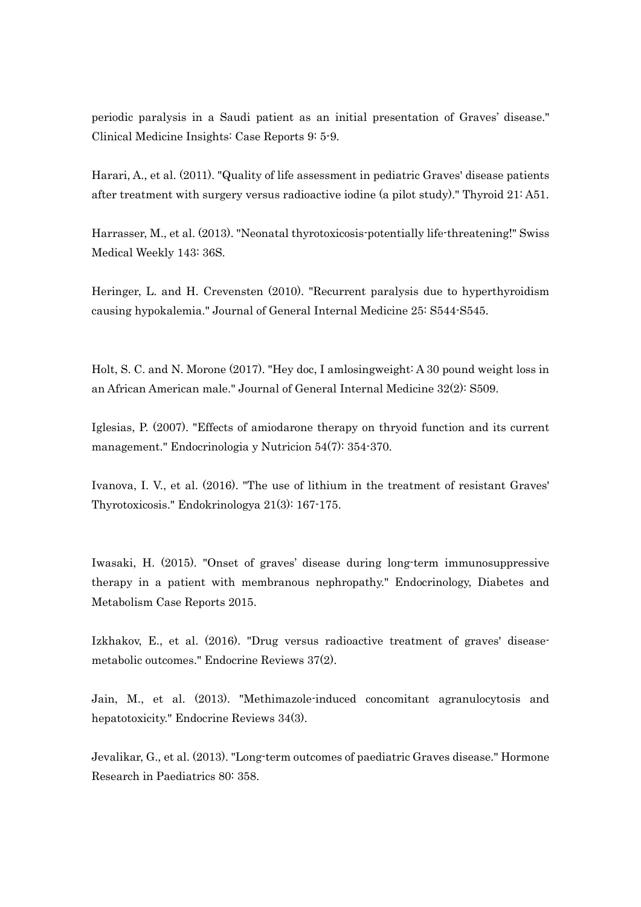periodic paralysis in a Saudi patient as an initial presentation of Graves' disease." Clinical Medicine Insights: Case Reports 9: 5-9.

Harari, A., et al. (2011). "Quality of life assessment in pediatric Graves' disease patients after treatment with surgery versus radioactive iodine (a pilot study)." Thyroid 21: A51.

Harrasser, M., et al. (2013). "Neonatal thyrotoxicosis-potentially life-threatening!" Swiss Medical Weekly 143: 36S.

Heringer, L. and H. Crevensten (2010). "Recurrent paralysis due to hyperthyroidism causing hypokalemia." Journal of General Internal Medicine 25: S544-S545.

Holt, S. C. and N. Morone (2017). "Hey doc, I amlosingweight: A 30 pound weight loss in an African American male." Journal of General Internal Medicine 32(2): S509.

Iglesias, P. (2007). "Effects of amiodarone therapy on thryoid function and its current management." Endocrinologia y Nutricion 54(7): 354-370.

Ivanova, I. V., et al. (2016). "The use of lithium in the treatment of resistant Graves' Thyrotoxicosis." Endokrinologya 21(3): 167-175.

Iwasaki, H. (2015). "Onset of graves' disease during long-term immunosuppressive therapy in a patient with membranous nephropathy." Endocrinology, Diabetes and Metabolism Case Reports 2015.

Izkhakov, E., et al. (2016). "Drug versus radioactive treatment of graves' disease-metabolic outcomes." Endocrine Reviews 37(2).

Jain, M., et al. (2013). "Methimazole-induced concomitant agranulocytosis and hepatotoxicity." Endocrine Reviews 34(3).

Jevalikar, G., et al. (2013). "Long-term outcomes of paediatric Graves disease." Hormone Research in Paediatrics 80: 358.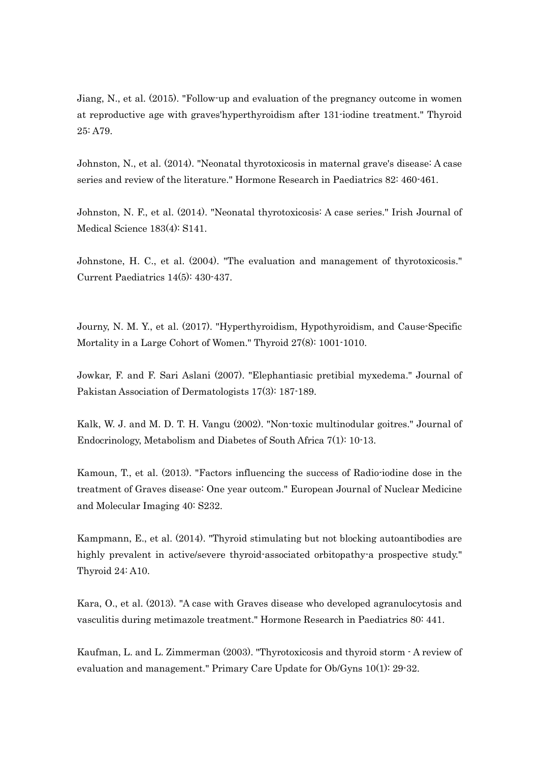Jiang, N., et al. (2015). "Follow-up and evaluation of the pregnancy outcome in women at reproductive age with graves'hyperthyroidism after 131-iodine treatment." Thyroid 25: A79.

Johnston, N., et al. (2014). "Neonatal thyrotoxicosis in maternal grave's disease: A case series and review of the literature." Hormone Research in Paediatrics 82: 460-461.

Johnston, N. F., et al. (2014). "Neonatal thyrotoxicosis: A case series." Irish Journal of Medical Science 183(4): S141.

Johnstone, H. C., et al. (2004). "The evaluation and management of thyrotoxicosis." Current Paediatrics 14(5): 430-437.

Journy, N. M. Y., et al. (2017). "Hyperthyroidism, Hypothyroidism, and Cause-Specific Mortality in a Large Cohort of Women." Thyroid 27(8): 1001-1010.

Jowkar, F. and F. Sari Aslani (2007). "Elephantiasic pretibial myxedema." Journal of Pakistan Association of Dermatologists 17(3): 187-189.

Kalk, W. J. and M. D. T. H. Vangu (2002). "Non-toxic multinodular goitres." Journal of Endocrinology, Metabolism and Diabetes of South Africa 7(1): 10-13.

Kamoun, T., et al. (2013). "Factors influencing the success of Radio-iodine dose in the treatment of Graves disease: One year outcom." European Journal of Nuclear Medicine and Molecular Imaging 40: S232.

Kampmann, E., et al. (2014). "Thyroid stimulating but not blocking autoantibodies are highly prevalent in active/severe thyroid-associated orbitopathy-a prospective study." Thyroid 24: A10.

Kara, O., et al. (2013). "A case with Graves disease who developed agranulocytosis and vasculitis during metimazole treatment." Hormone Research in Paediatrics 80: 441.

Kaufman, L. and L. Zimmerman (2003). "Thyrotoxicosis and thyroid storm - A review of evaluation and management." Primary Care Update for Ob/Gyns 10(1): 29-32.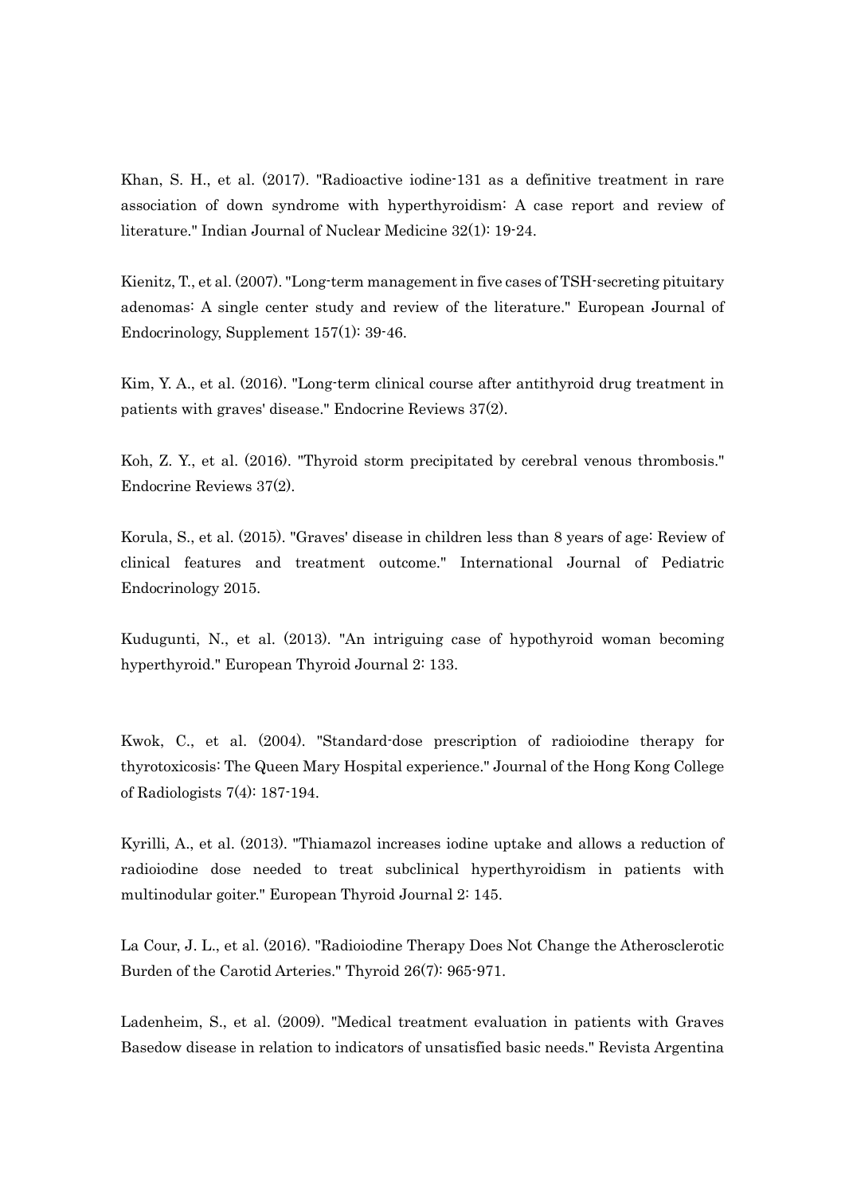Khan, S. H., et al. (2017). "Radioactive iodine-131 as a definitive treatment in rare association of down syndrome with hyperthyroidism: A case report and review of literature." Indian Journal of Nuclear Medicine 32(1): 19-24.

Kienitz, T., et al. (2007). "Long-term management in five cases of TSH-secreting pituitary adenomas: A single center study and review of the literature." European Journal of Endocrinology, Supplement 157(1): 39-46.

Kim, Y. A., et al. (2016). "Long-term clinical course after antithyroid drug treatment in patients with graves' disease." Endocrine Reviews 37(2).

Koh, Z. Y., et al. (2016). "Thyroid storm precipitated by cerebral venous thrombosis." Endocrine Reviews 37(2).

Korula, S., et al. (2015). "Graves' disease in children less than 8 years of age: Review of clinical features and treatment outcome." International Journal of Pediatric Endocrinology 2015.

Kudugunti, N., et al. (2013). "An intriguing case of hypothyroid woman becoming hyperthyroid." European Thyroid Journal 2: 133.

Kwok, C., et al. (2004). "Standard-dose prescription of radioiodine therapy for thyrotoxicosis: The Queen Mary Hospital experience." Journal of the Hong Kong College of Radiologists 7(4): 187-194.

Kyrilli, A., et al. (2013). "Thiamazol increases iodine uptake and allows a reduction of radioiodine dose needed to treat subclinical hyperthyroidism in patients with multinodular goiter." European Thyroid Journal 2: 145.

La Cour, J. L., et al. (2016). "Radioiodine Therapy Does Not Change the Atherosclerotic Burden of the Carotid Arteries." Thyroid 26(7): 965-971.

Ladenheim, S., et al. (2009). "Medical treatment evaluation in patients with Graves Basedow disease in relation to indicators of unsatisfied basic needs." Revista Argentina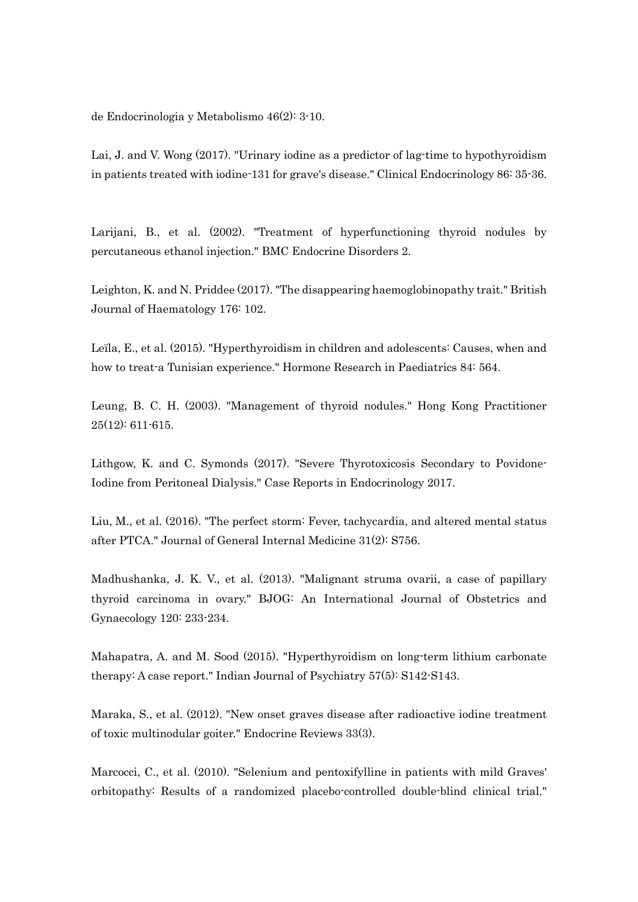de Endocrinologia y Metabolismo 46(2): 3-10.

Lai, J. and V. Wong (2017). "Urinary iodine as a predictor of lag-time to hypothyroidism in patients treated with iodine-131 for grave's disease." Clinical Endocrinology 86: 35-36.

Larijani, B., et al. (2002). "Treatment of hyperfunctioning thyroid nodules by percutaneous ethanol injection." BMC Endocrine Disorders 2.

Leighton, K. and N. Priddee (2017). "The disappearing haemoglobinopathy trait." British Journal of Haematology 176: 102.

Leïla, E., et al. (2015). "Hyperthyroidism in children and adolescents: Causes, when and how to treat-a Tunisian experience." Hormone Research in Paediatrics 84: 564.

Leung, B. C. H. (2003). "Management of thyroid nodules." Hong Kong Practitioner 25(12): 611-615.

Lithgow, K. and C. Symonds (2017). "Severe Thyrotoxicosis Secondary to Povidone-Iodine from Peritoneal Dialysis." Case Reports in Endocrinology 2017.

Liu, M., et al. (2016). "The perfect storm: Fever, tachycardia, and altered mental status after PTCA." Journal of General Internal Medicine 31(2): S756.

Madhushanka, J. K. V., et al. (2013). "Malignant struma ovarii, a case of papillary thyroid carcinoma in ovary." BJOG: An International Journal of Obstetrics and Gynaecology 120: 233-234.

Mahapatra, A. and M. Sood (2015). "Hyperthyroidism on long-term lithium carbonate therapy: A case report." Indian Journal of Psychiatry 57(5): S142-S143.

Maraka, S., et al. (2012). "New onset graves disease after radioactive iodine treatment of toxic multinodular goiter." Endocrine Reviews 33(3).

Marcocci, C., et al. (2010). "Selenium and pentoxifylline in patients with mild Graves' orbitopathy: Results of a randomized placebo-controlled double-blind clinical trial."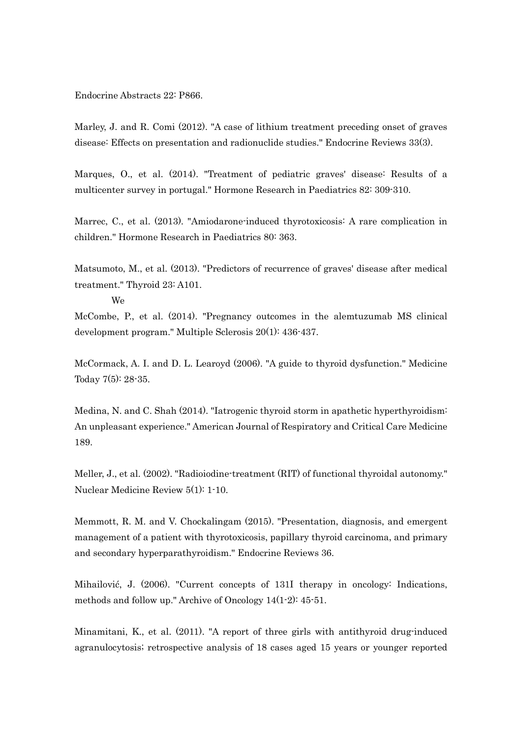Endocrine Abstracts 22: P866.

Marley, J. and R. Comi (2012). "A case of lithium treatment preceding onset of graves disease: Effects on presentation and radionuclide studies." Endocrine Reviews 33(3).

Marques, O., et al. (2014). "Treatment of pediatric graves' disease: Results of a multicenter survey in portugal." Hormone Research in Paediatrics 82: 309-310.

Marrec, C., et al. (2013). "Amiodarone-induced thyrotoxicosis: A rare complication in children." Hormone Research in Paediatrics 80: 363.

Matsumoto, M., et al. (2013). "Predictors of recurrence of graves' disease after medical treatment." Thyroid 23: A101.

We

McCombe, P., et al. (2014). "Pregnancy outcomes in the alemtuzumab MS clinical development program." Multiple Sclerosis 20(1): 436-437.

McCormack, A. I. and D. L. Learoyd (2006). "A guide to thyroid dysfunction." Medicine Today 7(5): 28-35.

Medina, N. and C. Shah (2014). "Iatrogenic thyroid storm in apathetic hyperthyroidism: An unpleasant experience." American Journal of Respiratory and Critical Care Medicine 189.

Meller, J., et al. (2002). "Radioiodine-treatment (RIT) of functional thyroidal autonomy." Nuclear Medicine Review 5(1): 1-10.

Memmott, R. M. and V. Chockalingam (2015). "Presentation, diagnosis, and emergent management of a patient with thyrotoxicosis, papillary thyroid carcinoma, and primary and secondary hyperparathyroidism." Endocrine Reviews 36.

Mihailović, J. (2006). "Current concepts of 131I therapy in oncology: Indications, methods and follow up." Archive of Oncology 14(1-2): 45-51.

Minamitani, K., et al. (2011). "A report of three girls with antithyroid drug-induced agranulocytosis; retrospective analysis of 18 cases aged 15 years or younger reported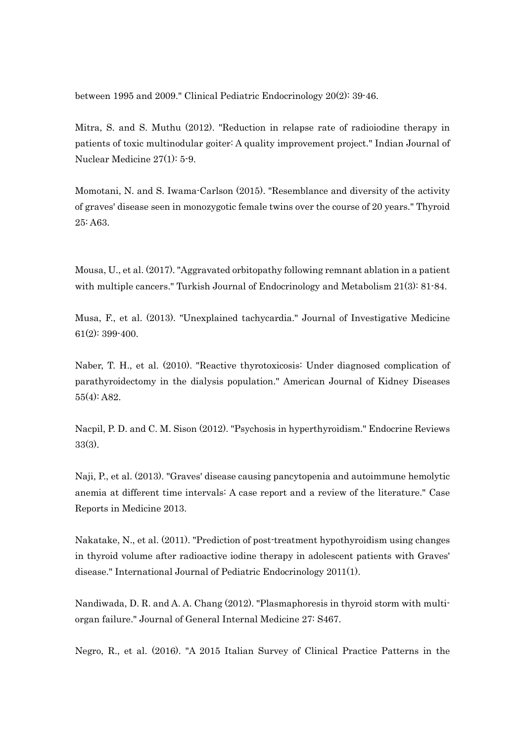between 1995 and 2009." Clinical Pediatric Endocrinology 20(2): 39-46.

Mitra, S. and S. Muthu (2012). "Reduction in relapse rate of radioiodine therapy in patients of toxic multinodular goiter: A quality improvement project." Indian Journal of Nuclear Medicine 27(1): 5-9.

Momotani, N. and S. Iwama-Carlson (2015). "Resemblance and diversity of the activity of graves' disease seen in monozygotic female twins over the course of 20 years." Thyroid 25: A63.

Mousa, U., et al. (2017). "Aggravated orbitopathy following remnant ablation in a patient with multiple cancers." Turkish Journal of Endocrinology and Metabolism 21(3): 81-84.

Musa, F., et al. (2013). "Unexplained tachycardia." Journal of Investigative Medicine 61(2): 399-400.

Naber, T. H., et al. (2010). "Reactive thyrotoxicosis: Under diagnosed complication of parathyroidectomy in the dialysis population." American Journal of Kidney Diseases 55(4): A82.

Nacpil, P. D. and C. M. Sison (2012). "Psychosis in hyperthyroidism." Endocrine Reviews 33(3).

Naji, P., et al. (2013). "Graves' disease causing pancytopenia and autoimmune hemolytic anemia at different time intervals: A case report and a review of the literature." Case Reports in Medicine 2013.

Nakatake, N., et al. (2011). "Prediction of post-treatment hypothyroidism using changes in thyroid volume after radioactive iodine therapy in adolescent patients with Graves' disease." International Journal of Pediatric Endocrinology 2011(1).

Nandiwada, D. R. and A. A. Chang (2012). "Plasmaphoresis in thyroid storm with multi-organ failure." Journal of General Internal Medicine 27: S467.

Negro, R., et al. (2016). "A 2015 Italian Survey of Clinical Practice Patterns in the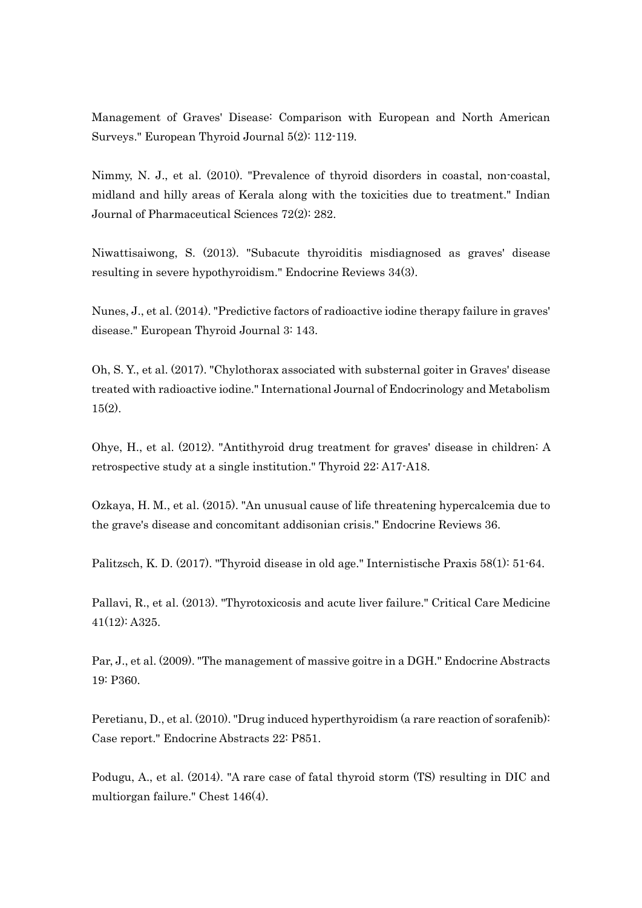Management of Graves' Disease: Comparison with European and North American Surveys." European Thyroid Journal 5(2): 112-119.

Nimmy, N. J., et al. (2010). "Prevalence of thyroid disorders in coastal, non-coastal, midland and hilly areas of Kerala along with the toxicities due to treatment." Indian Journal of Pharmaceutical Sciences 72(2): 282.

Niwattisaiwong, S. (2013). "Subacute thyroiditis misdiagnosed as graves' disease resulting in severe hypothyroidism." Endocrine Reviews 34(3).

Nunes, J., et al. (2014). "Predictive factors of radioactive iodine therapy failure in graves' disease." European Thyroid Journal 3: 143.

Oh, S. Y., et al. (2017). "Chylothorax associated with substernal goiter in Graves' disease treated with radioactive iodine." International Journal of Endocrinology and Metabolism 15(2).

Ohye, H., et al. (2012). "Antithyroid drug treatment for graves' disease in children: A retrospective study at a single institution." Thyroid 22: A17-A18.

Ozkaya, H. M., et al. (2015). "An unusual cause of life threatening hypercalcemia due to the grave's disease and concomitant addisonian crisis." Endocrine Reviews 36.

Palitzsch, K. D. (2017). "Thyroid disease in old age." Internistische Praxis 58(1): 51-64.

Pallavi, R., et al. (2013). "Thyrotoxicosis and acute liver failure." Critical Care Medicine 41(12): A325.

Par, J., et al. (2009). "The management of massive goitre in a DGH." Endocrine Abstracts 19: P360.

Peretianu, D., et al. (2010). "Drug induced hyperthyroidism (a rare reaction of sorafenib): Case report." Endocrine Abstracts 22: P851.

Podugu, A., et al. (2014). "A rare case of fatal thyroid storm (TS) resulting in DIC and multiorgan failure." Chest 146(4).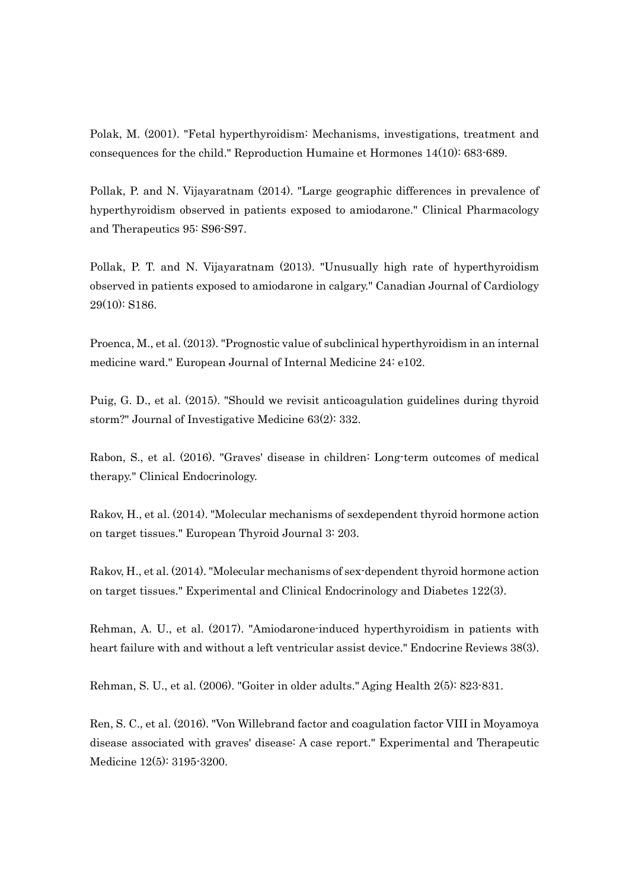Polak, M. (2001). "Fetal hyperthyroidism: Mechanisms, investigations, treatment and consequences for the child." Reproduction Humaine et Hormones 14(10): 683-689.

Pollak, P. and N. Vijayaratnam (2014). "Large geographic differences in prevalence of hyperthyroidism observed in patients exposed to amiodarone." Clinical Pharmacology and Therapeutics 95: S96-S97.

Pollak, P. T. and N. Vijayaratnam (2013). "Unusually high rate of hyperthyroidism observed in patients exposed to amiodarone in calgary." Canadian Journal of Cardiology 29(10): S186.

Proenca, M., et al. (2013). "Prognostic value of subclinical hyperthyroidism in an internal medicine ward." European Journal of Internal Medicine 24: e102.

Puig, G. D., et al. (2015). "Should we revisit anticoagulation guidelines during thyroid storm?" Journal of Investigative Medicine 63(2): 332.

Rabon, S., et al. (2016). "Graves' disease in children: Long-term outcomes of medical therapy." Clinical Endocrinology.

Rakov, H., et al. (2014). "Molecular mechanisms of sexdependent thyroid hormone action on target tissues." European Thyroid Journal 3: 203.

Rakov, H., et al. (2014). "Molecular mechanisms of sex-dependent thyroid hormone action on target tissues." Experimental and Clinical Endocrinology and Diabetes 122(3).

Rehman, A. U., et al. (2017). "Amiodarone-induced hyperthyroidism in patients with heart failure with and without a left ventricular assist device." Endocrine Reviews 38(3).

Rehman, S. U., et al. (2006). "Goiter in older adults." Aging Health 2(5): 823-831.

Ren, S. C., et al. (2016). "Von Willebrand factor and coagulation factor VIII in Moyamoya disease associated with graves' disease: A case report." Experimental and Therapeutic Medicine 12(5): 3195-3200.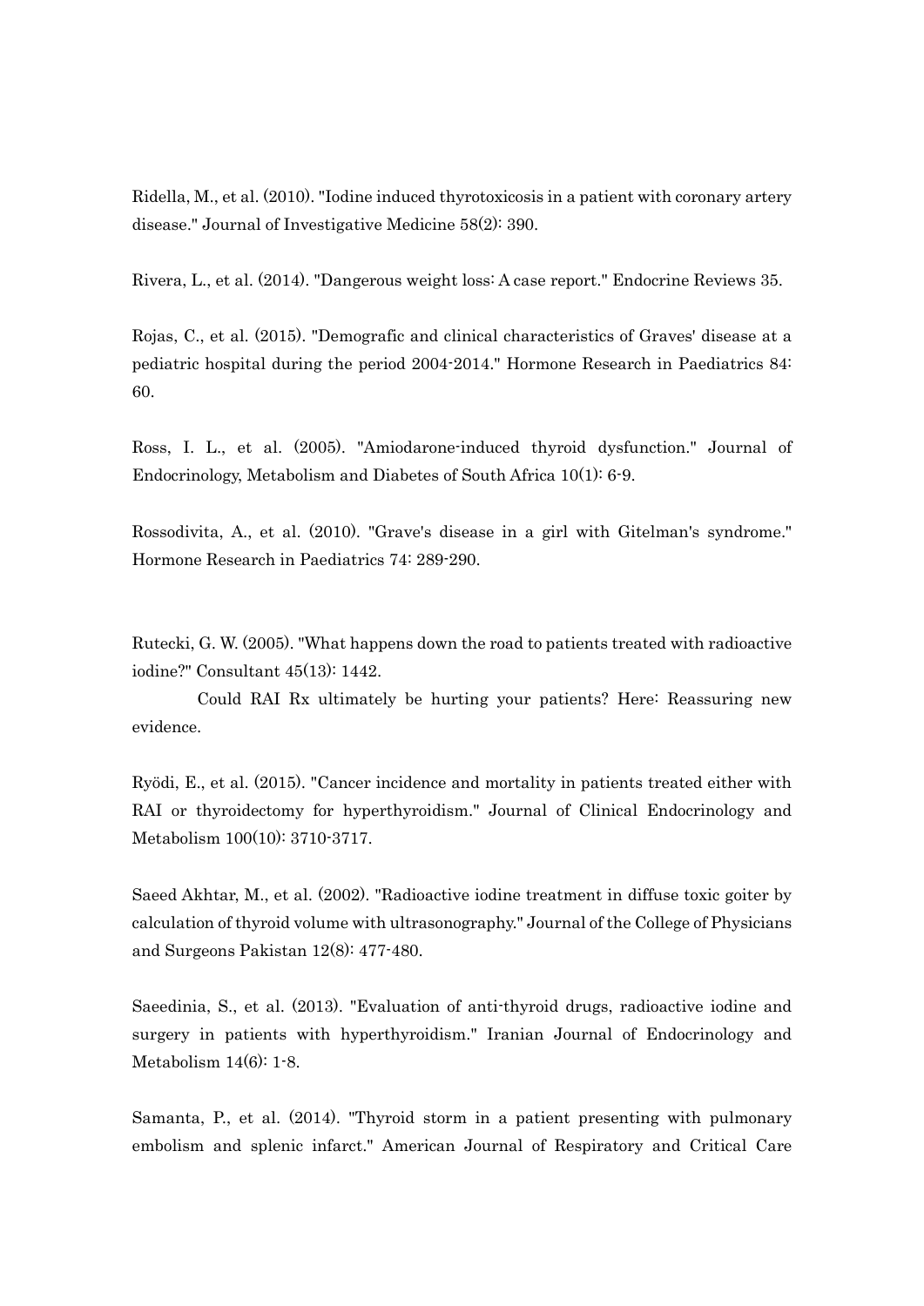Ridella, M., et al. (2010). "Iodine induced thyrotoxicosis in a patient with coronary artery disease." Journal of Investigative Medicine 58(2): 390.

Rivera, L., et al. (2014). "Dangerous weight loss: A case report." Endocrine Reviews 35.

Rojas, C., et al. (2015). "Demografic and clinical characteristics of Graves' disease at a pediatric hospital during the period 2004-2014." Hormone Research in Paediatrics 84: 60.

Ross, I. L., et al. (2005). "Amiodarone-induced thyroid dysfunction." Journal of Endocrinology, Metabolism and Diabetes of South Africa 10(1): 6-9.

Rossodivita, A., et al. (2010). "Grave's disease in a girl with Gitelman's syndrome." Hormone Research in Paediatrics 74: 289-290.

Rutecki, G. W. (2005). "What happens down the road to patients treated with radioactive iodine?" Consultant 45(13): 1442.

Could RAI Rx ultimately be hurting your patients? Here: Reassuring new evidence.

Ryödi, E., et al. (2015). "Cancer incidence and mortality in patients treated either with RAI or thyroidectomy for hyperthyroidism." Journal of Clinical Endocrinology and Metabolism 100(10): 3710-3717.

Saeed Akhtar, M., et al. (2002). "Radioactive iodine treatment in diffuse toxic goiter by calculation of thyroid volume with ultrasonography." Journal of the College of Physicians and Surgeons Pakistan 12(8): 477-480.

Saeedinia, S., et al. (2013). "Evaluation of anti-thyroid drugs, radioactive iodine and surgery in patients with hyperthyroidism." Iranian Journal of Endocrinology and Metabolism 14(6): 1-8.

Samanta, P., et al. (2014). "Thyroid storm in a patient presenting with pulmonary embolism and splenic infarct." American Journal of Respiratory and Critical Care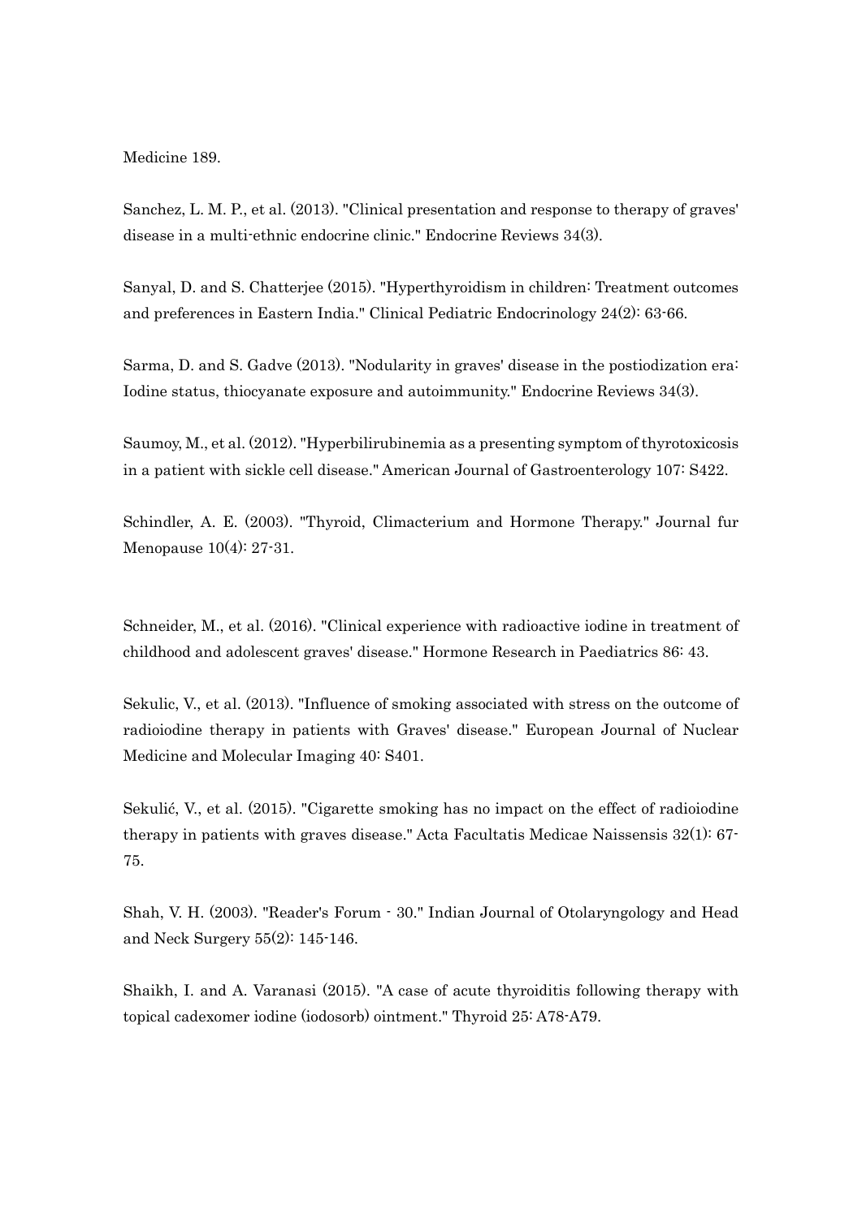Medicine 189.

Sanchez, L. M. P., et al. (2013). "Clinical presentation and response to therapy of graves' disease in a multi-ethnic endocrine clinic." Endocrine Reviews 34(3).

Sanyal, D. and S. Chatterjee (2015). "Hyperthyroidism in children: Treatment outcomes and preferences in Eastern India." Clinical Pediatric Endocrinology 24(2): 63-66.

Sarma, D. and S. Gadve (2013). "Nodularity in graves' disease in the postiodization era: Iodine status, thiocyanate exposure and autoimmunity." Endocrine Reviews 34(3).

Saumoy, M., et al. (2012). "Hyperbilirubinemia as a presenting symptom of thyrotoxicosis in a patient with sickle cell disease." American Journal of Gastroenterology 107: S422.

Schindler, A. E. (2003). "Thyroid, Climacterium and Hormone Therapy." Journal fur Menopause 10(4): 27-31.

Schneider, M., et al. (2016). "Clinical experience with radioactive iodine in treatment of childhood and adolescent graves' disease." Hormone Research in Paediatrics 86: 43.

Sekulic, V., et al. (2013). "Influence of smoking associated with stress on the outcome of radioiodine therapy in patients with Graves' disease." European Journal of Nuclear Medicine and Molecular Imaging 40: S401.

Sekulić, V., et al. (2015). "Cigarette smoking has no impact on the effect of radioiodine therapy in patients with graves disease." Acta Facultatis Medicae Naissensis 32(1): 67-75.

Shah, V. H. (2003). "Reader's Forum - 30." Indian Journal of Otolaryngology and Head and Neck Surgery 55(2): 145-146.

Shaikh, I. and A. Varanasi (2015). "A case of acute thyroiditis following therapy with topical cadexomer iodine (iodosorb) ointment." Thyroid 25: A78-A79.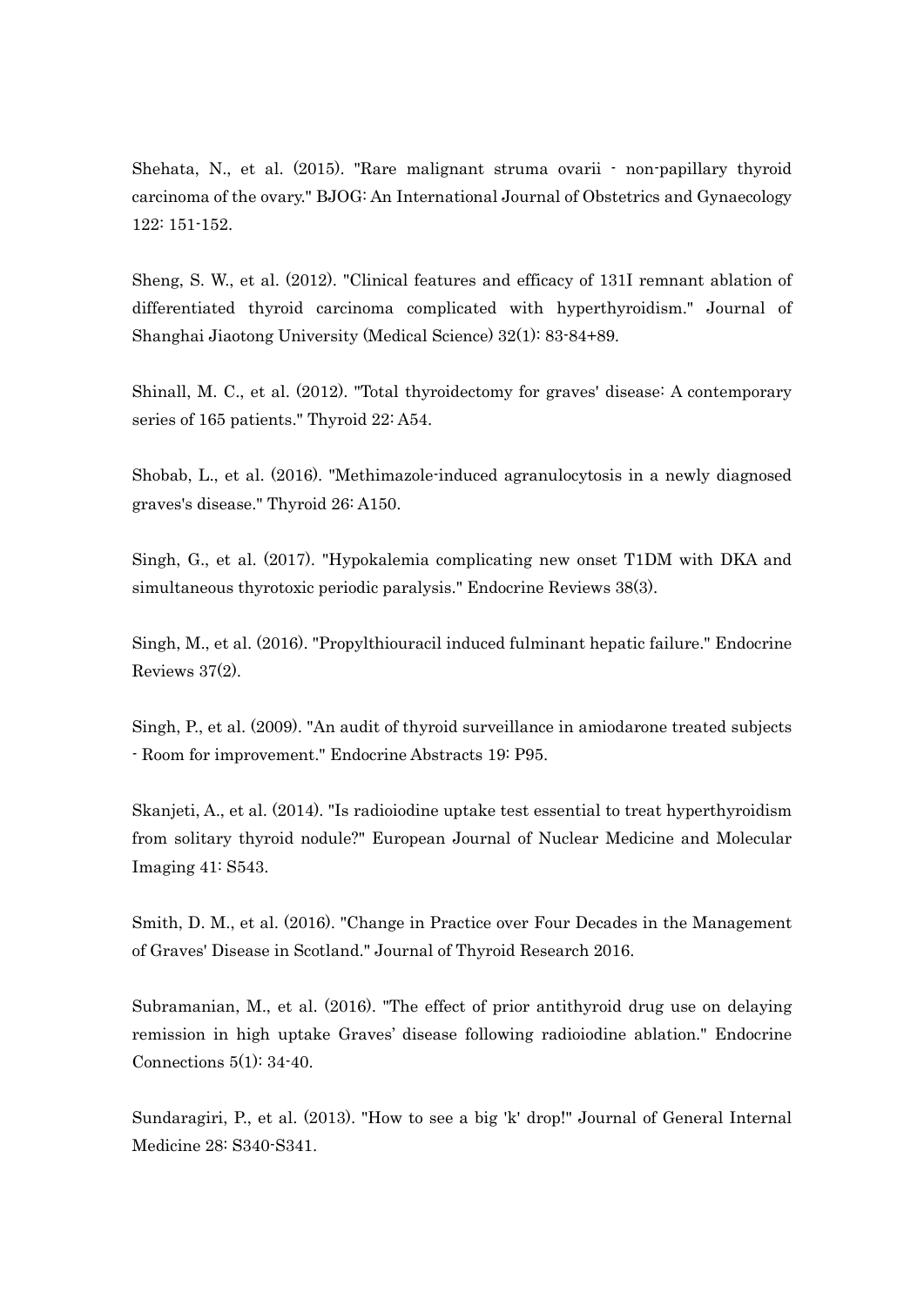Shehata, N., et al. (2015). "Rare malignant struma ovarii - non-papillary thyroid carcinoma of the ovary." BJOG: An International Journal of Obstetrics and Gynaecology 122: 151-152.

Sheng, S. W., et al. (2012). "Clinical features and efficacy of 131I remnant ablation of differentiated thyroid carcinoma complicated with hyperthyroidism." Journal of Shanghai Jiaotong University (Medical Science) 32(1): 83-84+89.

Shinall, M. C., et al. (2012). "Total thyroidectomy for graves' disease: A contemporary series of 165 patients." Thyroid 22: A54.

Shobab, L., et al. (2016). "Methimazole-induced agranulocytosis in a newly diagnosed graves's disease." Thyroid 26: A150.

Singh, G., et al. (2017). "Hypokalemia complicating new onset T1DM with DKA and simultaneous thyrotoxic periodic paralysis." Endocrine Reviews 38(3).

Singh, M., et al. (2016). "Propylthiouracil induced fulminant hepatic failure." Endocrine Reviews 37(2).

Singh, P., et al. (2009). "An audit of thyroid surveillance in amiodarone treated subjects - Room for improvement." Endocrine Abstracts 19: P95.

Skanjeti, A., et al. (2014). "Is radioiodine uptake test essential to treat hyperthyroidism from solitary thyroid nodule?" European Journal of Nuclear Medicine and Molecular Imaging 41: S543.

Smith, D. M., et al. (2016). "Change in Practice over Four Decades in the Management of Graves' Disease in Scotland." Journal of Thyroid Research 2016.

Subramanian, M., et al. (2016). "The effect of prior antithyroid drug use on delaying remission in high uptake Graves' disease following radioiodine ablation." Endocrine Connections 5(1): 34-40.

Sundaragiri, P., et al. (2013). "How to see a big 'k' drop!" Journal of General Internal Medicine 28: S340-S341.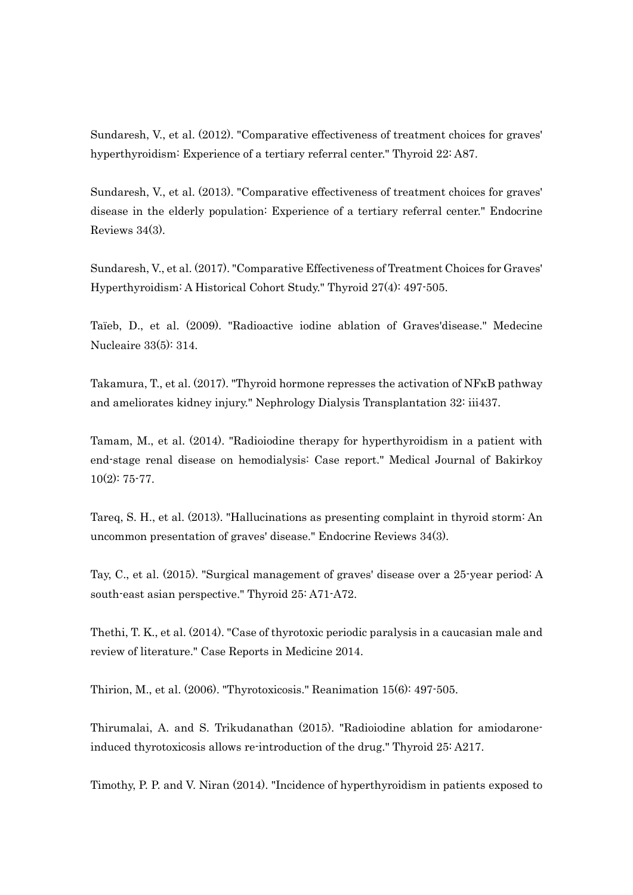Sundaresh, V., et al. (2012). "Comparative effectiveness of treatment choices for graves' hyperthyroidism: Experience of a tertiary referral center." Thyroid 22: A87.

Sundaresh, V., et al. (2013). "Comparative effectiveness of treatment choices for graves' disease in the elderly population: Experience of a tertiary referral center." Endocrine Reviews 34(3).

Sundaresh, V., et al. (2017). "Comparative Effectiveness of Treatment Choices for Graves' Hyperthyroidism: A Historical Cohort Study." Thyroid 27(4): 497-505.

Taïeb, D., et al. (2009). "Radioactive iodine ablation of Graves'disease." Medecine Nucleaire 33(5): 314.

Takamura, T., et al. (2017). "Thyroid hormone represses the activation of NFκB pathway and ameliorates kidney injury." Nephrology Dialysis Transplantation 32: iii437.

Tamam, M., et al. (2014). "Radioiodine therapy for hyperthyroidism in a patient with end-stage renal disease on hemodialysis: Case report." Medical Journal of Bakirkoy 10(2): 75-77.

Tareq, S. H., et al. (2013). "Hallucinations as presenting complaint in thyroid storm: An uncommon presentation of graves' disease." Endocrine Reviews 34(3).

Tay, C., et al. (2015). "Surgical management of graves' disease over a 25-year period: A south-east asian perspective." Thyroid 25: A71-A72.

Thethi, T. K., et al. (2014). "Case of thyrotoxic periodic paralysis in a caucasian male and review of literature." Case Reports in Medicine 2014.

Thirion, M., et al. (2006). "Thyrotoxicosis." Reanimation 15(6): 497-505.

Thirumalai, A. and S. Trikudanathan (2015). "Radioiodine ablation for amiodarone-induced thyrotoxicosis allows re-introduction of the drug." Thyroid 25: A217.

Timothy, P. P. and V. Niran (2014). "Incidence of hyperthyroidism in patients exposed to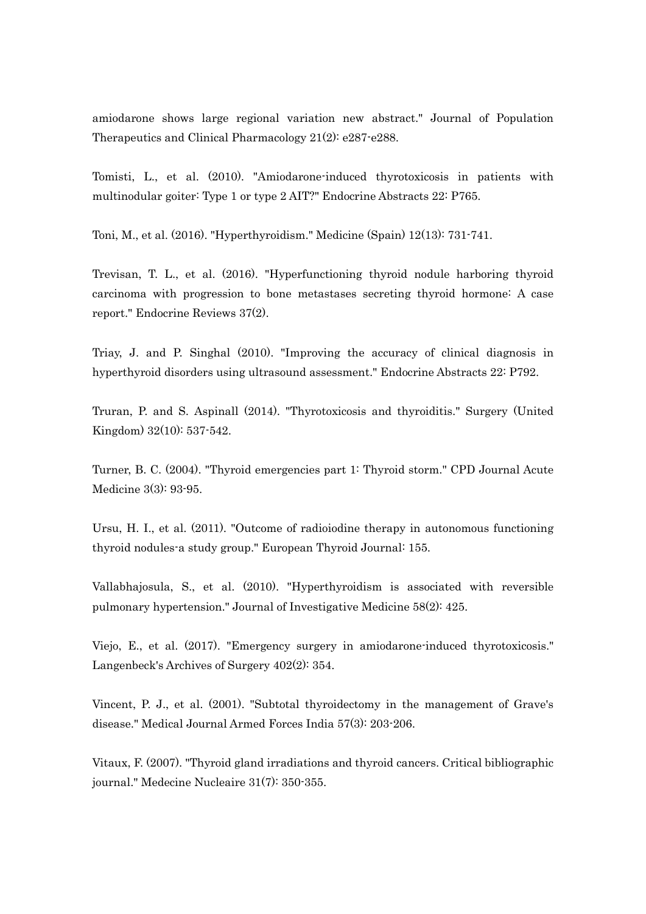amiodarone shows large regional variation new abstract." Journal of Population Therapeutics and Clinical Pharmacology 21(2): e287-e288.

Tomisti, L., et al. (2010). "Amiodarone-induced thyrotoxicosis in patients with multinodular goiter: Type 1 or type 2 AIT?" Endocrine Abstracts 22: P765.

Toni, M., et al. (2016). "Hyperthyroidism." Medicine (Spain) 12(13): 731-741.

Trevisan, T. L., et al. (2016). "Hyperfunctioning thyroid nodule harboring thyroid carcinoma with progression to bone metastases secreting thyroid hormone: A case report." Endocrine Reviews 37(2).

Triay, J. and P. Singhal (2010). "Improving the accuracy of clinical diagnosis in hyperthyroid disorders using ultrasound assessment." Endocrine Abstracts 22: P792.

Truran, P. and S. Aspinall (2014). "Thyrotoxicosis and thyroiditis." Surgery (United Kingdom) 32(10): 537-542.

Turner, B. C. (2004). "Thyroid emergencies part 1: Thyroid storm." CPD Journal Acute Medicine 3(3): 93-95.

Ursu, H. I., et al. (2011). "Outcome of radioiodine therapy in autonomous functioning thyroid nodules-a study group." European Thyroid Journal: 155.

Vallabhajosula, S., et al. (2010). "Hyperthyroidism is associated with reversible pulmonary hypertension." Journal of Investigative Medicine 58(2): 425.

Viejo, E., et al. (2017). "Emergency surgery in amiodarone-induced thyrotoxicosis." Langenbeck's Archives of Surgery 402(2): 354.

Vincent, P. J., et al. (2001). "Subtotal thyroidectomy in the management of Grave's disease." Medical Journal Armed Forces India 57(3): 203-206.

Vitaux, F. (2007). "Thyroid gland irradiations and thyroid cancers. Critical bibliographic journal." Medecine Nucleaire 31(7): 350-355.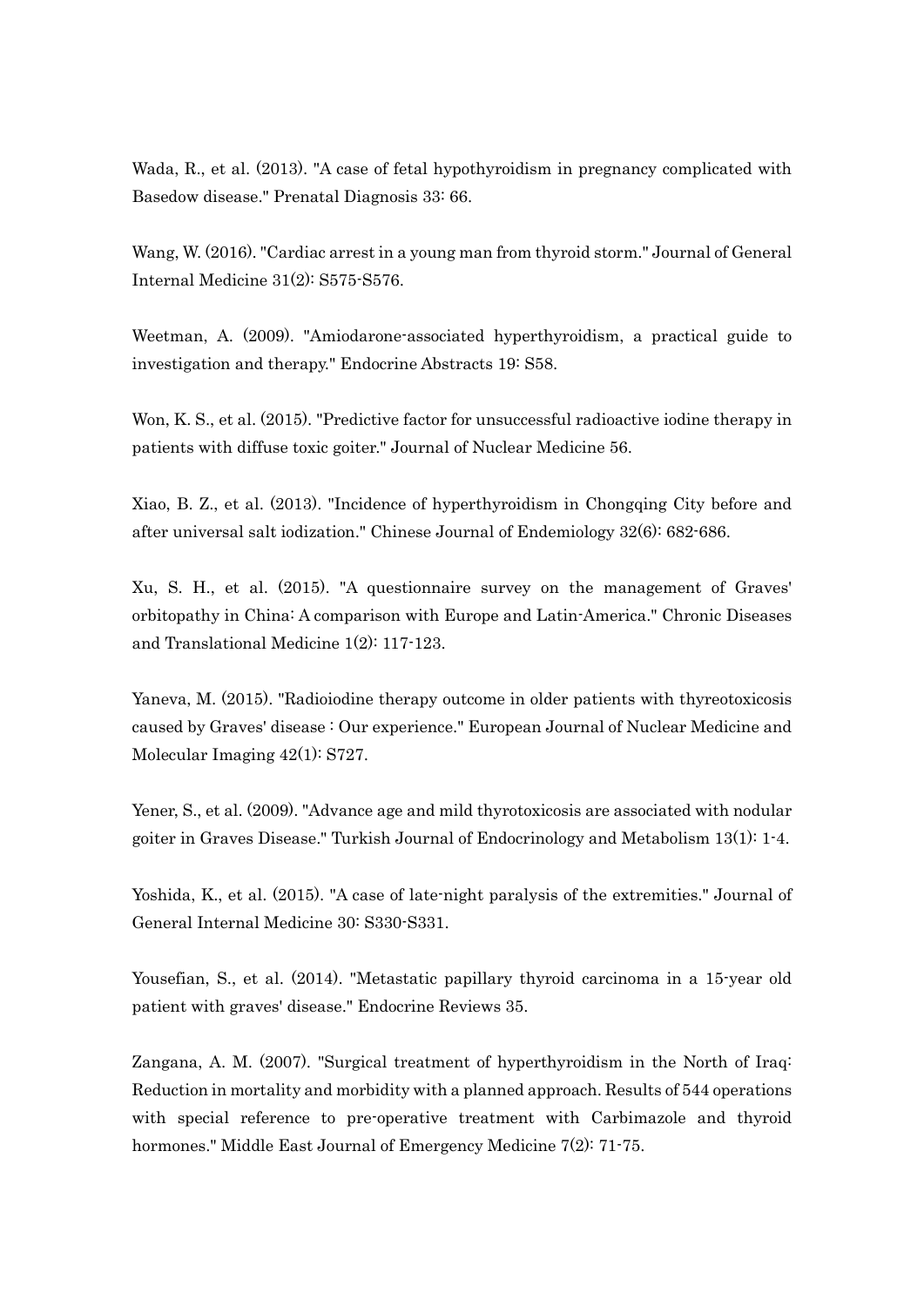Wada, R., et al. (2013). "A case of fetal hypothyroidism in pregnancy complicated with Basedow disease." Prenatal Diagnosis 33: 66.

Wang, W. (2016). "Cardiac arrest in a young man from thyroid storm." Journal of General Internal Medicine 31(2): S575-S576.

Weetman, A. (2009). "Amiodarone-associated hyperthyroidism, a practical guide to investigation and therapy." Endocrine Abstracts 19: S58.

Won, K. S., et al. (2015). "Predictive factor for unsuccessful radioactive iodine therapy in patients with diffuse toxic goiter." Journal of Nuclear Medicine 56.

Xiao, B. Z., et al. (2013). "Incidence of hyperthyroidism in Chongqing City before and after universal salt iodization." Chinese Journal of Endemiology 32(6): 682-686.

Xu, S. H., et al. (2015). "A questionnaire survey on the management of Graves' orbitopathy in China: A comparison with Europe and Latin-America." Chronic Diseases and Translational Medicine 1(2): 117-123.

Yaneva, M. (2015). "Radioiodine therapy outcome in older patients with thyreotoxicosis caused by Graves' disease : Our experience." European Journal of Nuclear Medicine and Molecular Imaging 42(1): S727.

Yener, S., et al. (2009). "Advance age and mild thyrotoxicosis are associated with nodular goiter in Graves Disease." Turkish Journal of Endocrinology and Metabolism 13(1): 1-4.

Yoshida, K., et al. (2015). "A case of late-night paralysis of the extremities." Journal of General Internal Medicine 30: S330-S331.

Yousefian, S., et al. (2014). "Metastatic papillary thyroid carcinoma in a 15-year old patient with graves' disease." Endocrine Reviews 35.

Zangana, A. M. (2007). "Surgical treatment of hyperthyroidism in the North of Iraq: Reduction in mortality and morbidity with a planned approach. Results of 544 operations with special reference to pre-operative treatment with Carbimazole and thyroid hormones." Middle East Journal of Emergency Medicine 7(2): 71-75.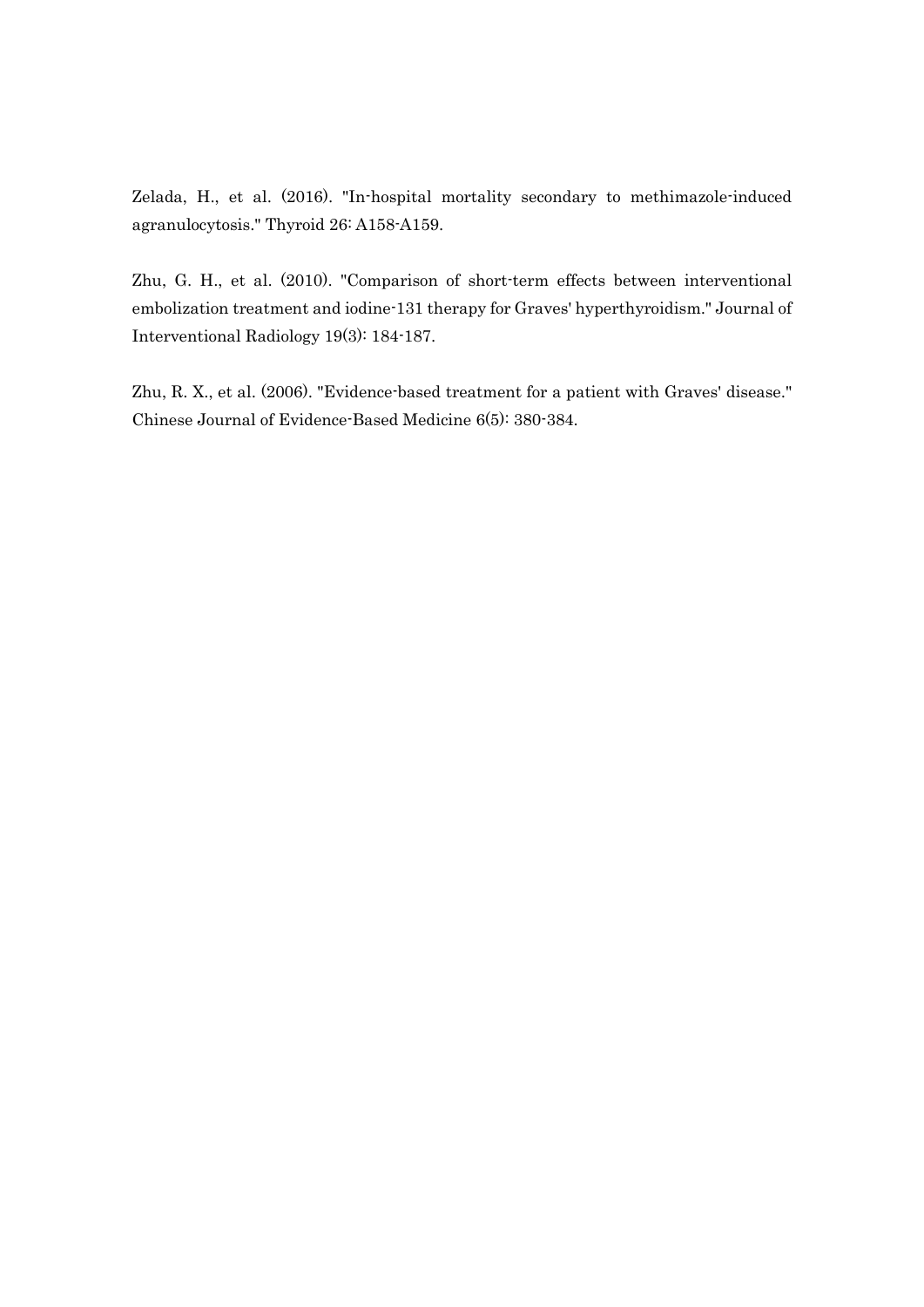Zelada, H., et al. (2016). "In-hospital mortality secondary to methimazole-induced agranulocytosis." Thyroid 26: A158-A159.

Zhu, G. H., et al. (2010). "Comparison of short-term effects between interventional embolization treatment and iodine-131 therapy for Graves' hyperthyroidism." Journal of Interventional Radiology 19(3): 184-187.

Zhu, R. X., et al. (2006). "Evidence-based treatment for a patient with Graves' disease." Chinese Journal of Evidence-Based Medicine 6(5): 380-384.